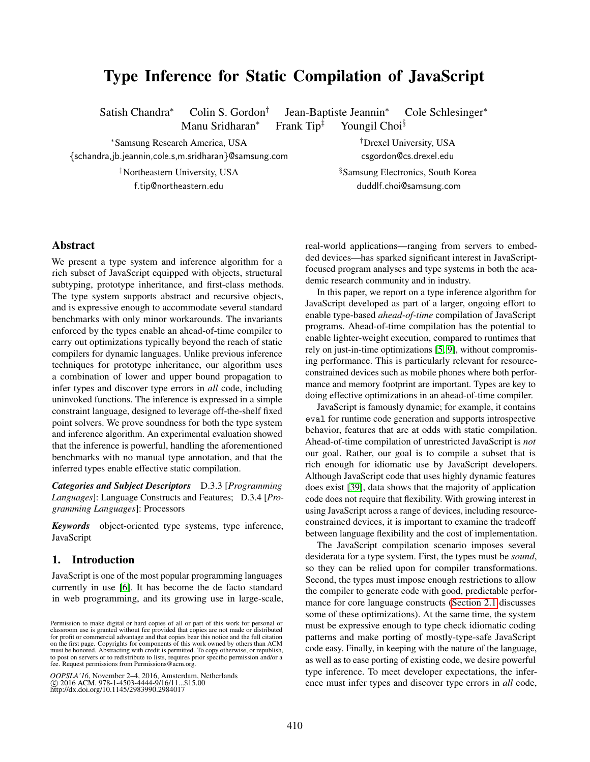# Type Inference for Static Compilation of JavaScript

Satish Chandra[*] Colin S. Gordon[†] Jean-Baptiste Jeannin[*] Cole Schlesinger[*] Manu Sridharan[*] Frank Tip[‡] Youngil Choi[§]

[*]Samsung Research America, USA
{schandra,jb.jeannin,cole.s,m.sridharan}@samsung.com

[†]Drexel University, USA
csgordon@cs.drexel.edu

[‡]Northeastern University, USA
f.tip@northeastern.edu

[§]Samsung Electronics, South Korea
duddlf.choi@samsung.com

## Abstract

We present a type system and inference algorithm for a rich subset of JavaScript equipped with objects, structural subtyping, prototype inheritance, and first-class methods. The type system supports abstract and recursive objects, and is expressive enough to accommodate several standard benchmarks with only minor workarounds. The invariants enforced by the types enable an ahead-of-time compiler to carry out optimizations typically beyond the reach of static compilers for dynamic languages. Unlike previous inference techniques for prototype inheritance, our algorithm uses a combination of lower and upper bound propagation to infer types and discover type errors in *all* code, including uninvoked functions. The inference is expressed in a simple constraint language, designed to leverage off-the-shelf fixed point solvers. We prove soundness for both the type system and inference algorithm. An experimental evaluation showed that the inference is powerful, handling the aforementioned benchmarks with no manual type annotation, and that the inferred types enable effective static compilation.

***Categories and Subject Descriptors*** D.3.3 [*Programming Languages*]: Language Constructs and Features; D.3.4 [*Programming Languages*]: Processors

***Keywords*** object-oriented type systems, type inference, JavaScript

## 1. Introduction

JavaScript is one of the most popular programming languages currently in use [6]. It has become the de facto standard in web programming, and its growing use in large-scale, real-world applications—ranging from servers to embedded devices—has sparked significant interest in JavaScript-focused program analyses and type systems in both the academic research community and in industry.

In this paper, we report on a type inference algorithm for JavaScript developed as part of a larger, ongoing effort to enable type-based *ahead-of-time* compilation of JavaScript programs. Ahead-of-time compilation has the potential to enable lighter-weight execution, compared to runtimes that rely on just-in-time optimizations [5, 9], without compromising performance. This is particularly relevant for resource-constrained devices such as mobile phones where both performance and memory footprint are important. Types are key to doing effective optimizations in an ahead-of-time compiler.

JavaScript is famously dynamic; for example, it contains `eval` for runtime code generation and supports introspective behavior, features that are at odds with static compilation. Ahead-of-time compilation of unrestricted JavaScript is *not* our goal. Rather, our goal is to compile a subset that is rich enough for idiomatic use by JavaScript developers. Although JavaScript code that uses highly dynamic features does exist [39], data shows that the majority of application code does not require that flexibility. With growing interest in using JavaScript across a range of devices, including resource-constrained devices, it is important to examine the tradeoff between language flexibility and the cost of implementation.

The JavaScript compilation scenario imposes several desiderata for a type system. First, the types must be *sound*, so they can be relied upon for compiler transformations. Second, the types must impose enough restrictions to allow the compiler to generate code with good, predictable performance for core language constructs (Section 2.1 discusses some of these optimizations). At the same time, the system must be expressive enough to type check idiomatic coding patterns and make porting of mostly-type-safe JavaScript code easy. Finally, in keeping with the nature of the language, as well as to ease porting of existing code, we desire powerful type inference. To meet developer expectations, the inference must infer types and discover type errors in *all* code,

Permission to make digital or hard copies of all or part of this work for personal or classroom use is granted without fee provided that copies are not made or distributed for profit or commercial advantage and that copies bear this notice and the full citation on the first page. Copyrights for components of this work owned by others than ACM must be honored. Abstracting with credit is permitted. To copy otherwise, or republish, to post on servers or to redistribute to lists, requires prior specific permission and/or a fee. Request permissions from Permissions@acm.org.

*OOPSLA'16*, November 2–4, 2016, Amsterdam, Netherlands
© 2016 ACM. 978-1-4503-4444-9/16/11...$15.00
http://dx.doi.org/10.1145/2983990.2984017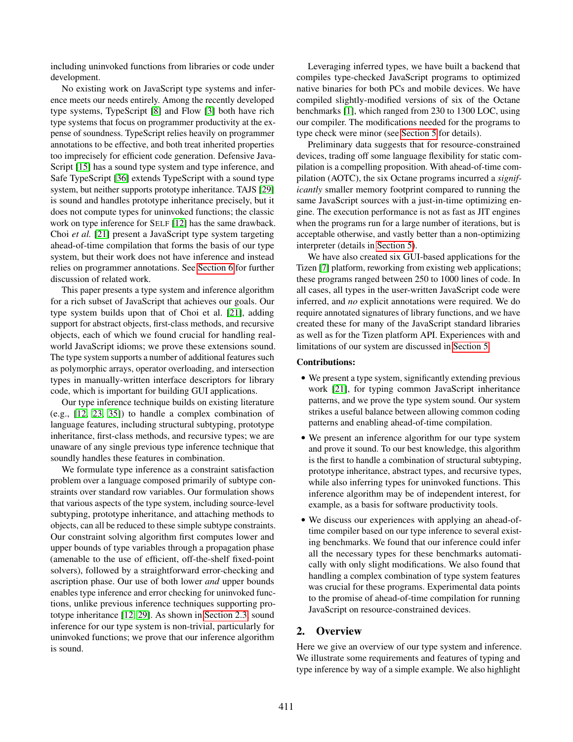including uninvoked functions from libraries or code under development.

No existing work on JavaScript type systems and inference meets our needs entirely. Among the recently developed type systems, TypeScript [8] and Flow [3] both have rich type systems that focus on programmer productivity at the expense of soundness. TypeScript relies heavily on programmer annotations to be effective, and both treat inherited properties too imprecisely for efficient code generation. Defensive JavaScript [15] has a sound type system and type inference, and Safe TypeScript [36] extends TypeScript with a sound type system, but neither supports prototype inheritance. TAJS [29] is sound and handles prototype inheritance precisely, but it does not compute types for uninvoked functions; the classic work on type inference for SELF [12] has the same drawback. Choi *et al.* [21] present a JavaScript type system targeting ahead-of-time compilation that forms the basis of our type system, but their work does not have inference and instead relies on programmer annotations. See Section 6 for further discussion of related work.

This paper presents a type system and inference algorithm for a rich subset of JavaScript that achieves our goals. Our type system builds upon that of Choi et al. [21], adding support for abstract objects, first-class methods, and recursive objects, each of which we found crucial for handling real-world JavaScript idioms; we prove these extensions sound. The type system supports a number of additional features such as polymorphic arrays, operator overloading, and intersection types in manually-written interface descriptors for library code, which is important for building GUI applications.

Our type inference technique builds on existing literature (e.g., [12, 23, 35]) to handle a complex combination of language features, including structural subtyping, prototype inheritance, first-class methods, and recursive types; we are unaware of any single previous type inference technique that soundly handles these features in combination.

We formulate type inference as a constraint satisfaction problem over a language composed primarily of subtype constraints over standard row variables. Our formulation shows that various aspects of the type system, including source-level subtyping, prototype inheritance, and attaching methods to objects, can all be reduced to these simple subtype constraints. Our constraint solving algorithm first computes lower and upper bounds of type variables through a propagation phase (amenable to the use of efficient, off-the-shelf fixed-point solvers), followed by a straightforward error-checking and ascription phase. Our use of both lower *and* upper bounds enables type inference and error checking for uninvoked functions, unlike previous inference techniques supporting prototype inheritance [12, 29]. As shown in Section 2.3, sound inference for our type system is non-trivial, particularly for uninvoked functions; we prove that our inference algorithm is sound.

Leveraging inferred types, we have built a backend that compiles type-checked JavaScript programs to optimized native binaries for both PCs and mobile devices. We have compiled slightly-modified versions of six of the Octane benchmarks [1], which ranged from 230 to 1300 LOC, using our compiler. The modifications needed for the programs to type check were minor (see Section 5 for details).

Preliminary data suggests that for resource-constrained devices, trading off some language flexibility for static compilation is a compelling proposition. With ahead-of-time compilation (AOTC), the six Octane programs incurred a *significantly* smaller memory footprint compared to running the same JavaScript sources with a just-in-time optimizing engine. The execution performance is not as fast as JIT engines when the programs run for a large number of iterations, but is acceptable otherwise, and vastly better than a non-optimizing interpreter (details in Section 5).

We have also created six GUI-based applications for the Tizen [7] platform, reworking from existing web applications; these programs ranged between 250 to 1000 lines of code. In all cases, all types in the user-written JavaScript code were inferred, and *no* explicit annotations were required. We do require annotated signatures of library functions, and we have created these for many of the JavaScript standard libraries as well as for the Tizen platform API. Experiences with and limitations of our system are discussed in Section 5.

**Contributions:**

- We present a type system, significantly extending previous work [21], for typing common JavaScript inheritance patterns, and we prove the type system sound. Our system strikes a useful balance between allowing common coding patterns and enabling ahead-of-time compilation.
- We present an inference algorithm for our type system and prove it sound. To our best knowledge, this algorithm is the first to handle a combination of structural subtyping, prototype inheritance, abstract types, and recursive types, while also inferring types for uninvoked functions. This inference algorithm may be of independent interest, for example, as a basis for software productivity tools.
- We discuss our experiences with applying an ahead-of-time compiler based on our type inference to several existing benchmarks. We found that our inference could infer all the necessary types for these benchmarks automatically with only slight modifications. We also found that handling a complex combination of type system features was crucial for these programs. Experimental data points to the promise of ahead-of-time compilation for running JavaScript on resource-constrained devices.

## 2. Overview

Here we give an overview of our type system and inference. We illustrate some requirements and features of typing and type inference by way of a simple example. We also highlight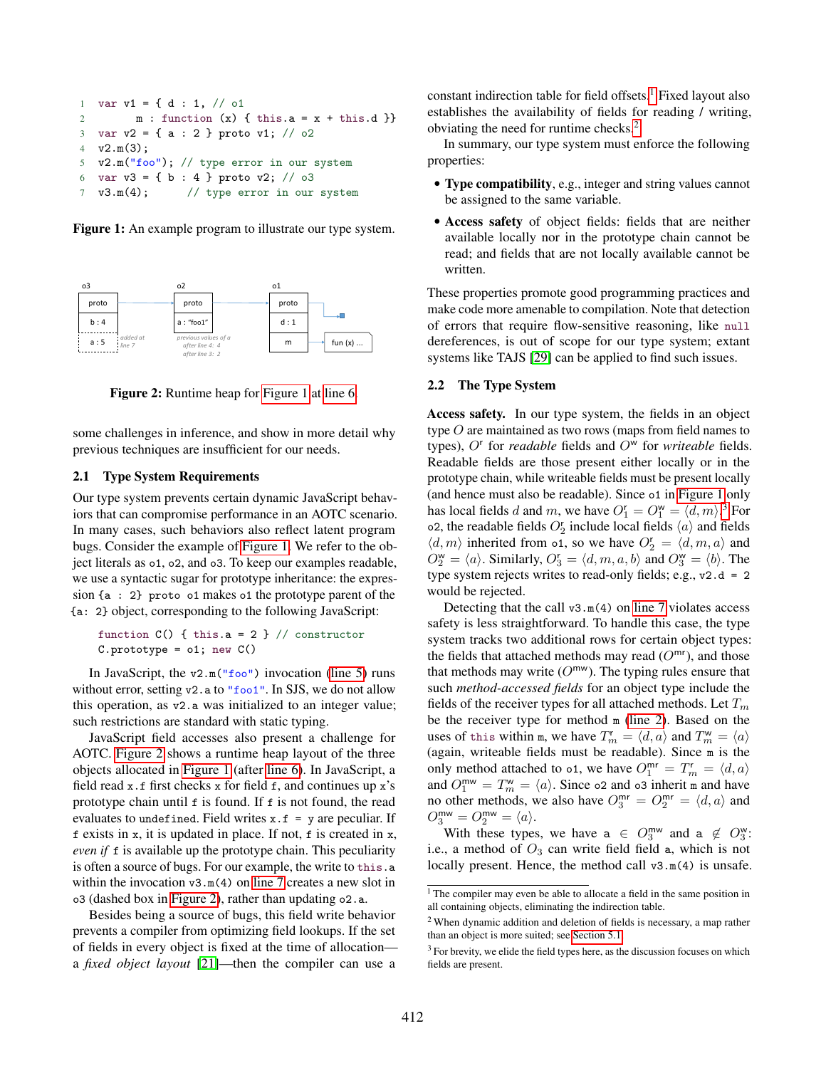```
1  var v1 = { d : 1, // o1
2         m : function (x) { this.a = x + this.d }}
3  var v2 = { a : 2 } proto v1; // o2
4  v2.m(3);
5  v2.m("foo"); // type error in our system
6  var v3 = { b : 4 } proto v2; // o3
7  v3.m(4);      // type error in our system
```

**Figure 1:** An example program to illustrate our type system.

**Figure 2:** Runtime heap for Figure 1 at line 6.

some challenges in inference, and show in more detail why previous techniques are insufficient for our needs.

### 2.1 Type System Requirements

Our type system prevents certain dynamic JavaScript behaviors that can compromise performance in an AOTC scenario. In many cases, such behaviors also reflect latent program bugs. Consider the example of Figure 1. We refer to the object literals as `o1`, `o2`, and `o3`. To keep our examples readable, we use a syntactic sugar for prototype inheritance: the expression `{a : 2} proto o1` makes `o1` the prototype parent of the `{a: 2}` object, corresponding to the following JavaScript:

```
function C() { this.a = 2 } // constructor
C.prototype = o1; new C()
```

In JavaScript, the `v2.m("foo")` invocation (line 5) runs without error, setting `v2.a` to `"foo1"`. In SJS, we do not allow this operation, as `v2.a` was initialized to an integer value; such restrictions are standard with static typing.

JavaScript field accesses also present a challenge for AOTC. Figure 2 shows a runtime heap layout of the three objects allocated in Figure 1 (after line 6). In JavaScript, a field read `x.f` first checks `x` for field `f`, and continues up `x`'s prototype chain until `f` is found. If `f` is not found, the read evaluates to `undefined`. Field writes `x.f = y` are peculiar. If `f` exists in `x`, it is updated in place. If not, `f` is created in `x`, *even if* `f` is available up the prototype chain. This peculiarity is often a source of bugs. For our example, the write to `this.a` within the invocation `v3.m(4)` on line 7 creates a new slot in `o3` (dashed box in Figure 2), rather than updating `o2.a`.

Besides being a source of bugs, this field write behavior prevents a compiler from optimizing field lookups. If the set of fields in every object is fixed at the time of allocation—a *fixed object layout* [21]—then the compiler can use a constant indirection table for field offsets.[1] Fixed layout also establishes the availability of fields for reading / writing, obviating the need for runtime checks.[2]

In summary, our type system must enforce the following properties:

- **Type compatibility**, e.g., integer and string values cannot be assigned to the same variable.
- **Access safety** of object fields: fields that are neither available locally nor in the prototype chain cannot be read; and fields that are not locally available cannot be written.

These properties promote good programming practices and make code more amenable to compilation. Note that detection of errors that require flow-sensitive reasoning, like `null` dereferences, is out of scope for our type system; extant systems like TAJS [29] can be applied to find such issues.

### 2.2 The Type System

**Access safety.** In our type system, the fields in an object type $O$ are maintained as two rows (maps from field names to types), $O^{r}$ for *readable* fields and $O^{w}$ for *writeable* fields. Readable fields are those present either locally or in the prototype chain, while writeable fields must be present locally (and hence must also be readable). Since `o1` in Figure 1 only has local fields $d$ and $m$, we have $O^{r}_1 = O^{w}_1 = \langle d, m\rangle$.[3] For `o2`, the readable fields $O^{r}_2$ include local fields $\langle a\rangle$ and fields $\langle d, m\rangle$ inherited from `o1`, so we have $O^{r}_2 = \langle d, m, a\rangle$ and $O^{w}_2 = \langle a\rangle$. Similarly, $O^{r}_3 = \langle d, m, a, b\rangle$ and $O^{w}_3 = \langle b\rangle$. The type system rejects writes to read-only fields; e.g., `v2.d = 2` would be rejected.

Detecting that the call `v3.m(4)` on line 7 violates access safety is less straightforward. To handle this case, the type system tracks two additional rows for certain object types: the fields that attached methods may read ($O^{mr}$), and those that methods may write ($O^{mw}$). The typing rules ensure that such *method-accessed fields* for an object type include the fields of the receiver types for all attached methods. Let $T_m$ be the receiver type for method `m` (line 2). Based on the uses of `this` within `m`, we have $T^{r}_m = \langle d, a\rangle$ and $T^{w}_m = \langle a\rangle$ (again, writeable fields must be readable). Since `m` is the only method attached to `o1`, we have $O^{mr}_1 = T^{r}_m = \langle d, a\rangle$ and $O^{mw}_1 = T^{w}_m = \langle a\rangle$. Since `o2` and `o3` inherit `m` and have no other methods, we also have $O^{mr}_3 = O^{mr}_2 = \langle d, a\rangle$ and $O^{mw}_3 = O^{mw}_2 = \langle a\rangle$.

With these types, we have $a \in O^{mw}_3$ and $a \notin O^{w}_3$: i.e., a method of $O_3$ can write field field `a`, which is not locally present. Hence, the method call `v3.m(4)` is unsafe.

[1] The compiler may even be able to allocate a field in the same position in all containing objects, eliminating the indirection table.

[2] When dynamic addition and deletion of fields is necessary, a map rather than an object is more suited; see Section 5.1.

[3] For brevity, we elide the field types here, as the discussion focuses on which fields are present.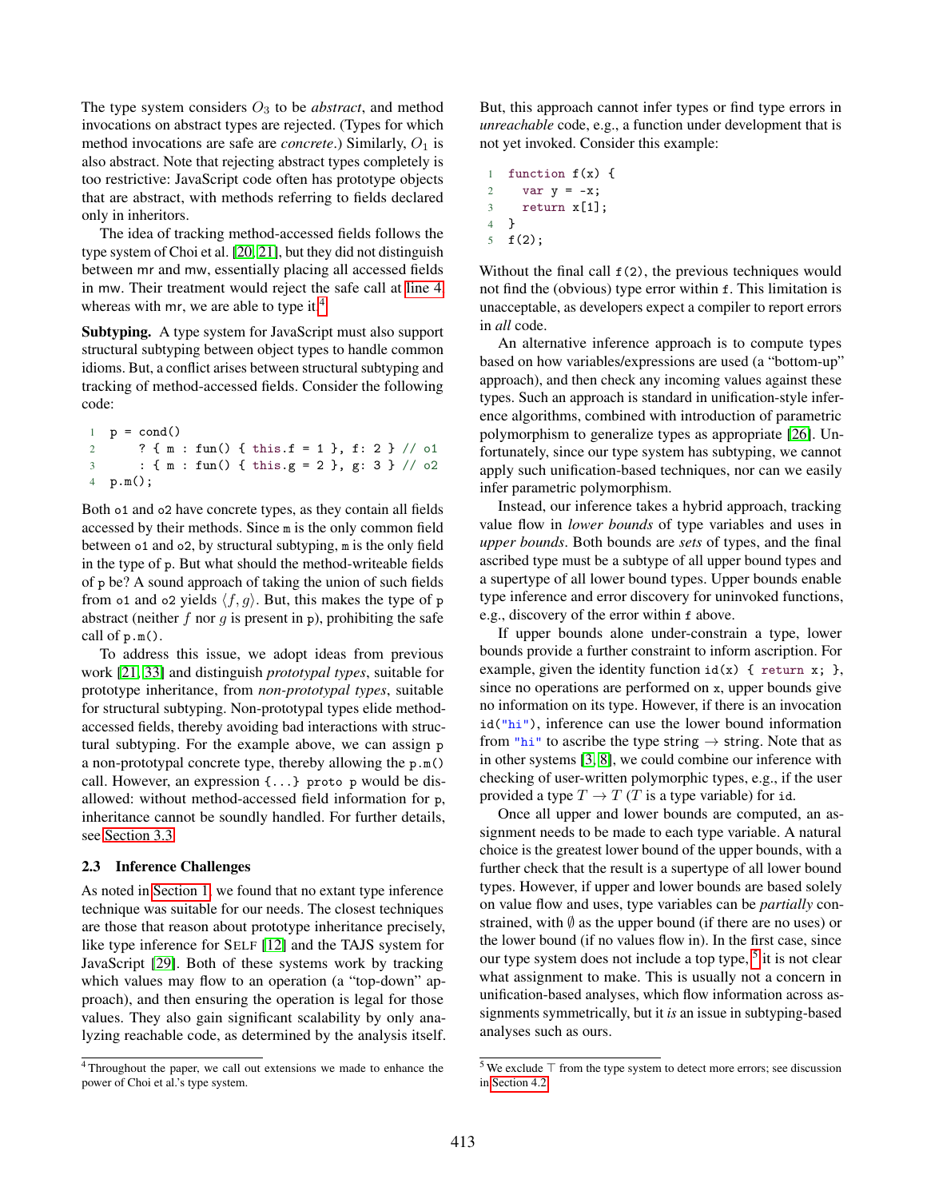The type system considers $O_3$ to be *abstract*, and method invocations on abstract types are rejected. (Types for which method invocations are safe are *concrete*.) Similarly, $O_1$ is also abstract. Note that rejecting abstract types completely is too restrictive: JavaScript code often has prototype objects that are abstract, with methods referring to fields declared only in inheritors.

The idea of tracking method-accessed fields follows the type system of Choi et al. [20, 21], but they did not distinguish between mr and mw, essentially placing all accessed fields in mw. Their treatment would reject the safe call at line 4 whereas with mr, we are able to type it.[4]

**Subtyping.** A type system for JavaScript must also support structural subtyping between object types to handle common idioms. But, a conflict arises between structural subtyping and tracking of method-accessed fields. Consider the following code:

```
1  p = cond()
2      ? { m : fun() { this.f = 1 }, f: 2 } // o1
3      : { m : fun() { this.g = 2 }, g: 3 } // o2
4  p.m();
```

Both o1 and o2 have concrete types, as they contain all fields accessed by their methods. Since m is the only common field between o1 and o2, by structural subtyping, m is the only field in the type of p. But what should the method-writeable fields of p be? A sound approach of taking the union of such fields from o1 and o2 yields $\langle f, g \rangle$. But, this makes the type of p abstract (neither $f$ nor $g$ is present in p), prohibiting the safe call of p.m().

To address this issue, we adopt ideas from previous work [21, 33] and distinguish *prototypal types*, suitable for prototype inheritance, from *non-prototypal types*, suitable for structural subtyping. Non-prototypal types elide method-accessed fields, thereby avoiding bad interactions with structural subtyping. For the example above, we can assign p a non-prototypal concrete type, thereby allowing the p.m() call. However, an expression {...} proto p would be disallowed: without method-accessed field information for p, inheritance cannot be soundly handled. For further details, see Section 3.3.

### 2.3 Inference Challenges

As noted in Section 1, we found that no extant type inference technique was suitable for our needs. The closest techniques are those that reason about prototype inheritance precisely, like type inference for SELF [12] and the TAJS system for JavaScript [29]. Both of these systems work by tracking which values may flow to an operation (a "top-down" approach), and then ensuring the operation is legal for those values. They also gain significant scalability by only analyzing reachable code, as determined by the analysis itself. But, this approach cannot infer types or find type errors in *unreachable* code, e.g., a function under development that is not yet invoked. Consider this example:

```
1  function f(x) {
2    var y = -x;
3    return x[1];
4  }
5  f(2);
```

Without the final call f(2), the previous techniques would not find the (obvious) type error within f. This limitation is unacceptable, as developers expect a compiler to report errors in *all* code.

An alternative inference approach is to compute types based on how variables/expressions are used (a "bottom-up" approach), and then check any incoming values against these types. Such an approach is standard in unification-style inference algorithms, combined with introduction of parametric polymorphism to generalize types as appropriate [26]. Unfortunately, since our type system has subtyping, we cannot apply such unification-based techniques, nor can we easily infer parametric polymorphism.

Instead, our inference takes a hybrid approach, tracking value flow in *lower bounds* of type variables and uses in *upper bounds*. Both bounds are *sets* of types, and the final ascribed type must be a subtype of all upper bound types and a supertype of all lower bound types. Upper bounds enable type inference and error discovery for uninvoked functions, e.g., discovery of the error within f above.

If upper bounds alone under-constrain a type, lower bounds provide a further constraint to inform ascription. For example, given the identity function `id(x) { return x; }`, since no operations are performed on x, upper bounds give no information on its type. However, if there is an invocation id("hi"), inference can use the lower bound information from "hi" to ascribe the type string $\to$ string. Note that as in other systems [3, 8], we could combine our inference with checking of user-written polymorphic types, e.g., if the user provided a type $T \to T$ ($T$ is a type variable) for id.

Once all upper and lower bounds are computed, an assignment needs to be made to each type variable. A natural choice is the greatest lower bound of the upper bounds, with a further check that the result is a supertype of all lower bound types. However, if upper and lower bounds are based solely on value flow and uses, type variables can be *partially* constrained, with $\emptyset$ as the upper bound (if there are no uses) or the lower bound (if no values flow in). In the first case, since our type system does not include a top type,[5] it is not clear what assignment to make. This is usually not a concern in unification-based analyses, which flow information across assignments symmetrically, but it *is* an issue in subtyping-based analyses such as ours.

[4] Throughout the paper, we call out extensions we made to enhance the power of Choi et al.'s type system.

[5] We exclude $\top$ from the type system to detect more errors; see discussion in Section 4.2.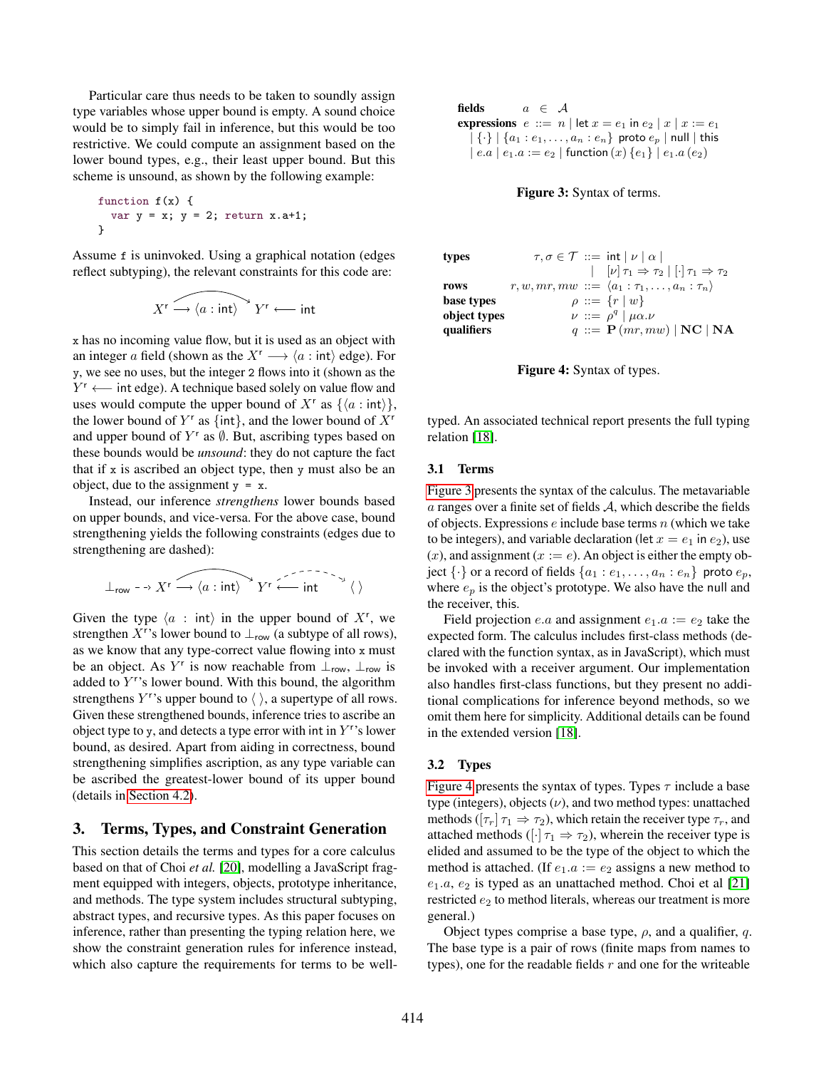Particular care thus needs to be taken to soundly assign type variables whose upper bound is empty. A sound choice would be to simply fail in inference, but this would be too restrictive. We could compute an assignment based on the lower bound types, e.g., their least upper bound. But this scheme is unsound, as shown by the following example:

```
function f(x) {
  var y = x; y = 2; return x.a+1;
}
```

Assume `f` is uninvoked. Using a graphical notation (edges reflect subtyping), the relevant constraints for this code are:

$$X^{\mathsf{r}} \longrightarrow \langle a : \mathsf{int} \rangle \quad Y^{\mathsf{r}} \longleftarrow \mathsf{int}$$

`x` has no incoming value flow, but it is used as an object with an integer $a$ field (shown as the $X^{\mathsf{r}} \longrightarrow \langle a : \mathsf{int} \rangle$ edge). For `y`, we see no uses, but the integer `2` flows into it (shown as the $Y^{\mathsf{r}} \longleftarrow \mathsf{int}$ edge). A technique based solely on value flow and uses would compute the upper bound of $X^{\mathsf{r}}$ as $\{\langle a : \mathsf{int} \rangle\}$, the lower bound of $Y^{\mathsf{r}}$ as $\{\mathsf{int}\}$, and the lower bound of $X^{\mathsf{r}}$ and upper bound of $Y^{\mathsf{r}}$ as $\emptyset$. But, ascribing types based on these bounds would be *unsound*: they do not capture the fact that if `x` is ascribed an object type, then `y` must also be an object, due to the assignment `y = x`.

Instead, our inference *strengthens* lower bounds based on upper bounds, and vice-versa. For the above case, bound strengthening yields the following constraints (edges due to strengthening are dashed):

$$\bot_{\mathsf{row}} \dashrightarrow X^{\mathsf{r}} \longrightarrow \langle a : \mathsf{int} \rangle \quad Y^{\mathsf{r}} \longleftarrow \mathsf{int} \quad \langle\,\rangle$$

Given the type $\langle a : \mathsf{int} \rangle$ in the upper bound of $X^{\mathsf{r}}$, we strengthen $X^{\mathsf{r}}$'s lower bound to $\bot_{\mathsf{row}}$ (a subtype of all rows), as we know that any type-correct value flowing into `x` must be an object. As $Y^{\mathsf{r}}$ is now reachable from $\bot_{\mathsf{row}}$, $\bot_{\mathsf{row}}$ is added to $Y^{\mathsf{r}}$'s lower bound. With this bound, the algorithm strengthens $Y^{\mathsf{r}}$'s upper bound to $\langle\,\rangle$, a supertype of all rows. Given these strengthened bounds, inference tries to ascribe an object type to `y`, and detects a type error with int in $Y^{\mathsf{r}}$'s lower bound, as desired. Apart from aiding in correctness, bound strengthening simplifies ascription, as any type variable can be ascribed the greatest-lower bound of its upper bound (details in Section 4.2).

## 3. Terms, Types, and Constraint Generation

This section details the terms and types for a core calculus based on that of Choi *et al.* [20], modelling a JavaScript fragment equipped with integers, objects, prototype inheritance, and methods. The type system includes structural subtyping, abstract types, and recursive types. As this paper focuses on inference, rather than presenting the typing relation here, we show the constraint generation rules for inference instead, which also capture the requirements for terms to be well-typed. An associated technical report presents the full typing relation [18].

**fields** $\quad a \in \mathcal{A}$

**expressions** $\quad e ::= n \mid \mathsf{let}\ x = e_1\ \mathsf{in}\ e_2 \mid x \mid x := e_1$
$\quad \mid \{\cdot\} \mid \{a_1 : e_1, \ldots, a_n : e_n\}\ \mathsf{proto}\ e_p \mid \mathsf{null} \mid \mathsf{this}$
$\quad \mid e.a \mid e_1.a := e_2 \mid \mathsf{function}\,(x)\,\{e_1\} \mid e_1.a\,(e_2)$

**Figure 3:** Syntax of terms.

| | | |
|---|---|---|
| **types** | $\tau, \sigma \in \mathcal{T}$ | $::= \mathsf{int} \mid \nu \mid \alpha \mid [\nu]\,\tau_1 \Rightarrow \tau_2 \mid [\cdot]\,\tau_1 \Rightarrow \tau_2$ |
| **rows** | $r, w, mr, mw$ | $::= \langle a_1 : \tau_1, \ldots, a_n : \tau_n \rangle$ |
| **base types** | $\rho$ | $::= \{r \mid w\}$ |
| **object types** | $\nu$ | $::= \rho^q \mid \mu\alpha.\nu$ |
| **qualifiers** | $q$ | $::= \mathbf{P}\,(mr, mw) \mid \mathbf{NC} \mid \mathbf{NA}$ |

**Figure 4:** Syntax of types.

### 3.1 Terms

Figure 3 presents the syntax of the calculus. The metavariable $a$ ranges over a finite set of fields $\mathcal{A}$, which describe the fields of objects. Expressions $e$ include base terms $n$ (which we take to be integers), and variable declaration ($\mathsf{let}\ x = e_1\ \mathsf{in}\ e_2$), use ($x$), and assignment ($x := e$). An object is either the empty object $\{\cdot\}$ or a record of fields $\{a_1 : e_1, \ldots, a_n : e_n\}\ \mathsf{proto}\ e_p$, where $e_p$ is the object's prototype. We also have the null and the receiver, this.

Field projection $e.a$ and assignment $e_1.a := e_2$ take the expected form. The calculus includes first-class methods (declared with the function syntax, as in JavaScript), which must be invoked with a receiver argument. Our implementation also handles first-class functions, but they present no additional complications for inference beyond methods, so we omit them here for simplicity. Additional details can be found in the extended version [18].

### 3.2 Types

Figure 4 presents the syntax of types. Types $\tau$ include a base type (integers), objects ($\nu$), and two method types: unattached methods ($[\tau_r]\,\tau_1 \Rightarrow \tau_2$), which retain the receiver type $\tau_r$, and attached methods ($[\cdot]\,\tau_1 \Rightarrow \tau_2$), wherein the receiver type is elided and assumed to be the type of the object to which the method is attached. (If $e_1.a := e_2$ assigns a new method to $e_1.a$, $e_2$ is typed as an unattached method. Choi et al [21] restricted $e_2$ to method literals, whereas our treatment is more general.)

Object types comprise a base type, $\rho$, and a qualifier, $q$. The base type is a pair of rows (finite maps from names to types), one for the readable fields $r$ and one for the writeable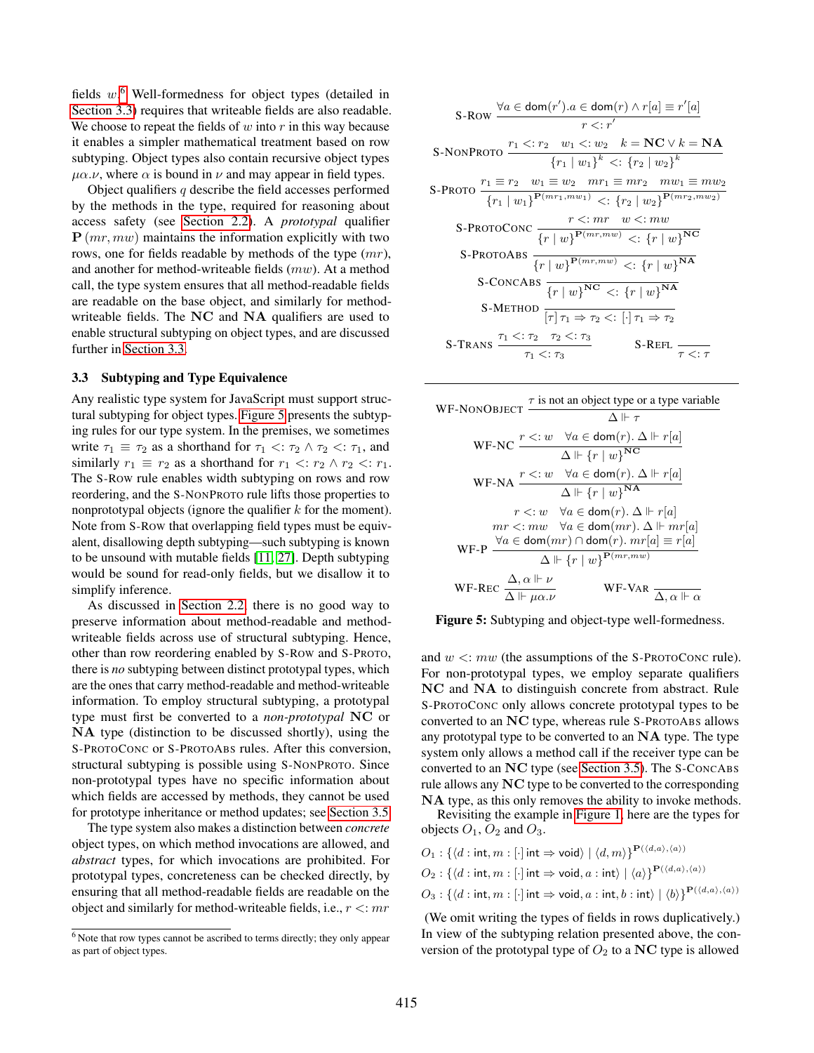fields $w$.[6] Well-formedness for object types (detailed in Section 3.3) requires that writeable fields are also readable. We choose to repeat the fields of $w$ into $r$ in this way because it enables a simpler mathematical treatment based on row subtyping. Object types also contain recursive object types $\mu\alpha.\nu$, where $\alpha$ is bound in $\nu$ and may appear in field types.

Object qualifiers $q$ describe the field accesses performed by the methods in the type, required for reasoning about access safety (see Section 2.2). A *prototypal* qualifier $\mathbf{P}(mr, mw)$ maintains the information explicitly with two rows, one for fields readable by methods of the type ($mr$), and another for method-writeable fields ($mw$). At a method call, the type system ensures that all method-readable fields are readable on the base object, and similarly for method-writeable fields. The $\mathbf{NC}$ and $\mathbf{NA}$ qualifiers are used to enable structural subtyping on object types, and are discussed further in Section 3.3.

### 3.3 Subtyping and Type Equivalence

Any realistic type system for JavaScript must support structural subtyping for object types. Figure 5 presents the subtyping rules for our type system. In the premises, we sometimes write $\tau_1 \equiv \tau_2$ as a shorthand for $\tau_1 <: \tau_2 \wedge \tau_2 <: \tau_1$, and similarly $r_1 \equiv r_2$ as a shorthand for $r_1 <: r_2 \wedge r_2 <: r_1$. The S-ROW rule enables width subtyping on rows and row reordering, and the S-NONPROTO rule lifts those properties to nonprototypal objects (ignore the qualifier $k$ for the moment). Note from S-ROW that overlapping field types must be equivalent, disallowing depth subtyping—such subtyping is known to be unsound with mutable fields [11, 27]. Depth subtyping would be sound for read-only fields, but we disallow it to simplify inference.

As discussed in Section 2.2, there is no good way to preserve information about method-readable and method-writeable fields across use of structural subtyping. Hence, other than row reordering enabled by S-ROW and S-PROTO, there is *no* subtyping between distinct prototypal types, which are the ones that carry method-readable and method-writeable information. To employ structural subtyping, a prototypal type must first be converted to a *non-prototypal* $\mathbf{NC}$ or $\mathbf{NA}$ type (distinction to be discussed shortly), using the S-PROTOCONC or S-PROTOABS rules. After this conversion, structural subtyping is possible using S-NONPROTO. Since non-prototypal types have no specific information about which fields are accessed by methods, they cannot be used for prototype inheritance or method updates; see Section 3.5.

The type system also makes a distinction between *concrete* object types, on which method invocations are allowed, and *abstract* types, for which invocations are prohibited. For prototypal types, concreteness can be checked directly, by ensuring that all method-readable fields are readable on the object and similarly for method-writeable fields, i.e., $r <: mr$

$$\text{S-ROW}\ \frac{\forall a \in \mathsf{dom}(r').a \in \mathsf{dom}(r) \wedge r[a] \equiv r'[a]}{r <: r'}$$

$$\text{S-NONPROTO}\ \frac{r_1 <: r_2 \quad w_1 <: w_2 \quad k = \mathbf{NC} \vee k = \mathbf{NA}}{\{r_1 \mid w_1\}^k <: \{r_2 \mid w_2\}^k}$$

$$\text{S-PROTO}\ \frac{r_1 \equiv r_2 \quad w_1 \equiv w_2 \quad mr_1 \equiv mr_2 \quad mw_1 \equiv mw_2}{\{r_1 \mid w_1\}^{\mathbf{P}(mr_1, mw_1)} <: \{r_2 \mid w_2\}^{\mathbf{P}(mr_2, mw_2)}}$$

$$\text{S-PROTOCONC}\ \frac{r <: mr \quad w <: mw}{\{r \mid w\}^{\mathbf{P}(mr,mw)} <: \{r \mid w\}^{\mathbf{NC}}}$$

$$\text{S-PROTOABS}\ \frac{}{\{r \mid w\}^{\mathbf{P}(mr,mw)} <: \{r \mid w\}^{\mathbf{NA}}}$$

$$\text{S-CONCABS}\ \frac{}{\{r \mid w\}^{\mathbf{NC}} <: \{r \mid w\}^{\mathbf{NA}}}$$

$$\text{S-METHOD}\ \frac{}{[\tau]\,\tau_1 \Rightarrow \tau_2 <: [\cdot]\,\tau_1 \Rightarrow \tau_2}$$

$$\text{S-TRANS}\ \frac{\tau_1 <: \tau_2 \quad \tau_2 <: \tau_3}{\tau_1 <: \tau_3} \qquad \text{S-REFL}\ \frac{}{\tau <: \tau}$$

$$\text{WF-NONOBJECT}\ \frac{\tau \text{ is not an object type or a type variable}}{\Delta \Vdash \tau}$$

$$\text{WF-NC}\ \frac{r <: w \quad \forall a \in \mathsf{dom}(r).\ \Delta \Vdash r[a]}{\Delta \Vdash \{r \mid w\}^{\mathbf{NC}}}$$

$$\text{WF-NA}\ \frac{r <: w \quad \forall a \in \mathsf{dom}(r).\ \Delta \Vdash r[a]}{\Delta \Vdash \{r \mid w\}^{\mathbf{NA}}}$$

$$\text{WF-P}\ \frac{\begin{array}{c} r <: w \quad \forall a \in \mathsf{dom}(r).\ \Delta \Vdash r[a] \\ mr <: mw \quad \forall a \in \mathsf{dom}(mr).\ \Delta \Vdash mr[a] \\ \forall a \in \mathsf{dom}(mr) \cap \mathsf{dom}(r).\ mr[a] \equiv r[a] \end{array}}{\Delta \Vdash \{r \mid w\}^{\mathbf{P}(mr,mw)}}$$

$$\text{WF-REC}\ \frac{\Delta, \alpha \Vdash \nu}{\Delta \Vdash \mu\alpha.\nu} \qquad \text{WF-VAR}\ \frac{}{\Delta, \alpha \Vdash \alpha}$$

**Figure 5:** Subtyping and object-type well-formedness.

and $w <: mw$ (the assumptions of the S-PROTOCONC rule). For non-prototypal types, we employ separate qualifiers $\mathbf{NC}$ and $\mathbf{NA}$ to distinguish concrete from abstract. Rule S-PROTOCONC only allows concrete prototypal types to be converted to an $\mathbf{NC}$ type, whereas rule S-PROTOABS allows any prototypal type to be converted to an $\mathbf{NA}$ type. The type system only allows a method call if the receiver type can be converted to an $\mathbf{NC}$ type (see Section 3.5). The S-CONCABS rule allows any $\mathbf{NC}$ type to be converted to the corresponding $\mathbf{NA}$ type, as this only removes the ability to invoke methods.

Revisiting the example in Figure 1, here are the types for objects $O_1$, $O_2$ and $O_3$.

$$O_1 : \{\langle d : \mathsf{int}, m : [\cdot]\,\mathsf{int} \Rightarrow \mathsf{void}\rangle \mid \langle d, m\rangle\}^{\mathbf{P}(\langle d,a\rangle, \langle a\rangle)}$$
$$O_2 : \{\langle d : \mathsf{int}, m : [\cdot]\,\mathsf{int} \Rightarrow \mathsf{void}, a : \mathsf{int}\rangle \mid \langle a\rangle\}^{\mathbf{P}(\langle d,a\rangle, \langle a\rangle)}$$
$$O_3 : \{\langle d : \mathsf{int}, m : [\cdot]\,\mathsf{int} \Rightarrow \mathsf{void}, a : \mathsf{int}, b : \mathsf{int}\rangle \mid \langle b\rangle\}^{\mathbf{P}(\langle d,a\rangle, \langle a\rangle)}$$

(We omit writing the types of fields in rows duplicatively.) In view of the subtyping relation presented above, the conversion of the prototypal type of $O_2$ to a $\mathbf{NC}$ type is allowed

[6] Note that row types cannot be ascribed to terms directly; they only appear as part of object types.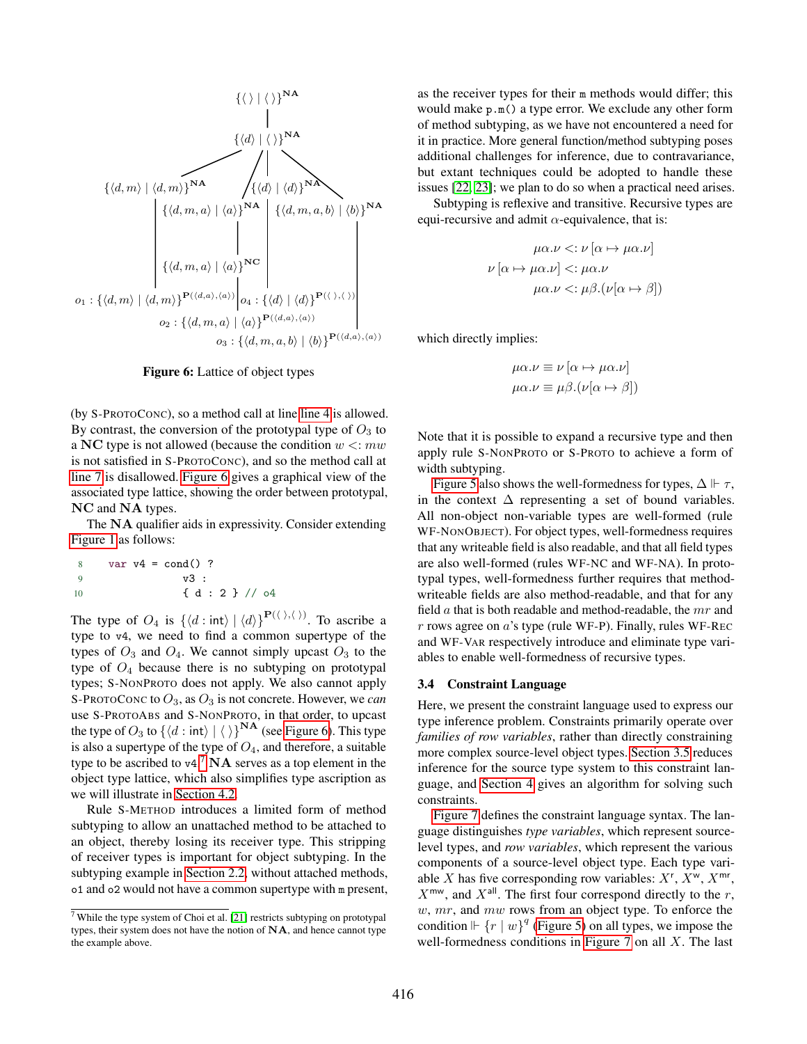$\{\langle\,\rangle \mid \langle\,\rangle\}^{\mathbf{NA}}$

$\{\langle d\rangle \mid \langle\,\rangle\}^{\mathbf{NA}}$

$\{\langle d, m\rangle \mid \langle d, m\rangle\}^{\mathbf{NA}}$ $\{\langle d\rangle \mid \langle d\rangle\}^{\mathbf{NA}}$

$\{\langle d, m, a\rangle \mid \langle a\rangle\}^{\mathbf{NA}}$ $\{\langle d, m, a, b\rangle \mid \langle b\rangle\}^{\mathbf{NA}}$

$\{\langle d, m, a\rangle \mid \langle a\rangle\}^{\mathbf{NC}}$

$o_1 : \{\langle d, m\rangle \mid \langle d, m\rangle\}^{\mathbf{P}(\langle d,a\rangle,\langle a\rangle)}$ $o_4 : \{\langle d\rangle \mid \langle d\rangle\}^{\mathbf{P}(\langle\,\rangle,\langle\,\rangle)}$

$o_2 : \{\langle d, m, a\rangle \mid \langle a\rangle\}^{\mathbf{P}(\langle d,a\rangle,\langle a\rangle)}$

$o_3 : \{\langle d, m, a, b\rangle \mid \langle b\rangle\}^{\mathbf{P}(\langle d,a\rangle,\langle a\rangle)}$

**Figure 6:** Lattice of object types

(by S-PROTOCONC), so a method call at line line 4 is allowed. By contrast, the conversion of the prototypal type of $O_3$ to a $\mathbf{NC}$ type is not allowed (because the condition $w <: mw$ is not satisfied in S-PROTOCONC), and so the method call at line 7 is disallowed. Figure 6 gives a graphical view of the associated type lattice, showing the order between prototypal, $\mathbf{NC}$ and $\mathbf{NA}$ types.

The $\mathbf{NA}$ qualifier aids in expressivity. Consider extending Figure 1 as follows:

```
8     var v4 = cond() ?
9                 v3 :
10                { d : 2 } // o4
```

The type of $O_4$ is $\{\langle d : \mathsf{int}\rangle \mid \langle d\rangle\}^{\mathbf{P}(\langle\,\rangle,\langle\,\rangle)}$. To ascribe a type to v4, we need to find a common supertype of the types of $O_3$ and $O_4$. We cannot simply upcast $O_3$ to the type of $O_4$ because there is no subtyping on prototypal types; S-NONPROTO does not apply. We also cannot apply S-PROTOCONC to $O_3$, as $O_3$ is not concrete. However, we *can* use S-PROTOABS and S-NONPROTO, in that order, to upcast the type of $O_3$ to $\{\langle d : \mathsf{int}\rangle \mid \langle\,\rangle\}^{\mathbf{NA}}$ (see Figure 6). This type is also a supertype of the type of $O_4$, and therefore, a suitable type to be ascribed to v4.[7] $\mathbf{NA}$ serves as a top element in the object type lattice, which also simplifies type ascription as we will illustrate in Section 4.2.

Rule S-METHOD introduces a limited form of method subtyping to allow an unattached method to be attached to an object, thereby losing its receiver type. This stripping of receiver types is important for object subtyping. In the subtyping example in Section 2.2, without attached methods, o1 and o2 would not have a common supertype with m present, as the receiver types for their m methods would differ; this would make p.m() a type error. We exclude any other form of method subtyping, as we have not encountered a need for it in practice. More general function/method subtyping poses additional challenges for inference, due to contravariance, but extant techniques could be adopted to handle these issues [22, 23]; we plan to do so when a practical need arises.

[7] While the type system of Choi et al. [21] restricts subtyping on prototypal types, their system does not have the notion of $\mathbf{NA}$, and hence cannot type the example above.

Subtyping is reflexive and transitive. Recursive types are equi-recursive and admit $\alpha$-equivalence, that is:

$$\mu\alpha.\nu <: \nu\,[\alpha \mapsto \mu\alpha.\nu]$$
$$\nu\,[\alpha \mapsto \mu\alpha.\nu] <: \mu\alpha.\nu$$
$$\mu\alpha.\nu <: \mu\beta.(\nu[\alpha \mapsto \beta])$$

which directly implies:

$$\mu\alpha.\nu \equiv \nu\,[\alpha \mapsto \mu\alpha.\nu]$$
$$\mu\alpha.\nu \equiv \mu\beta.(\nu[\alpha \mapsto \beta])$$

Note that it is possible to expand a recursive type and then apply rule S-NONPROTO or S-PROTO to achieve a form of width subtyping.

Figure 5 also shows the well-formedness for types, $\Delta \Vdash \tau$, in the context $\Delta$ representing a set of bound variables. All non-object non-variable types are well-formed (rule WF-NONOBJECT). For object types, well-formedness requires that any writeable field is also readable, and that all field types are also well-formed (rules WF-NC and WF-NA). In prototypal types, well-formedness further requires that method-writeable fields are also method-readable, and that for any field $a$ that is both readable and method-readable, the $mr$ and $r$ rows agree on $a$'s type (rule WF-P). Finally, rules WF-REC and WF-VAR respectively introduce and eliminate type variables to enable well-formedness of recursive types.

### 3.4 Constraint Language

Here, we present the constraint language used to express our type inference problem. Constraints primarily operate over *families of row variables*, rather than directly constraining more complex source-level object types. Section 3.5 reduces inference for the source type system to this constraint language, and Section 4 gives an algorithm for solving such constraints.

Figure 7 defines the constraint language syntax. The language distinguishes *type variables*, which represent source-level types, and *row variables*, which represent the various components of a source-level object type. Each type variable $X$ has five corresponding row variables: $X^{\mathsf{r}}$, $X^{\mathsf{w}}$, $X^{\mathsf{mr}}$, $X^{\mathsf{mw}}$, and $X^{\mathsf{all}}$. The first four correspond directly to the $r$, $w$, $mr$, and $mw$ rows from an object type. To enforce the condition $\Vdash \{r \mid w\}^q$ (Figure 5) on all types, we impose the well-formedness conditions in Figure 7 on all $X$. The last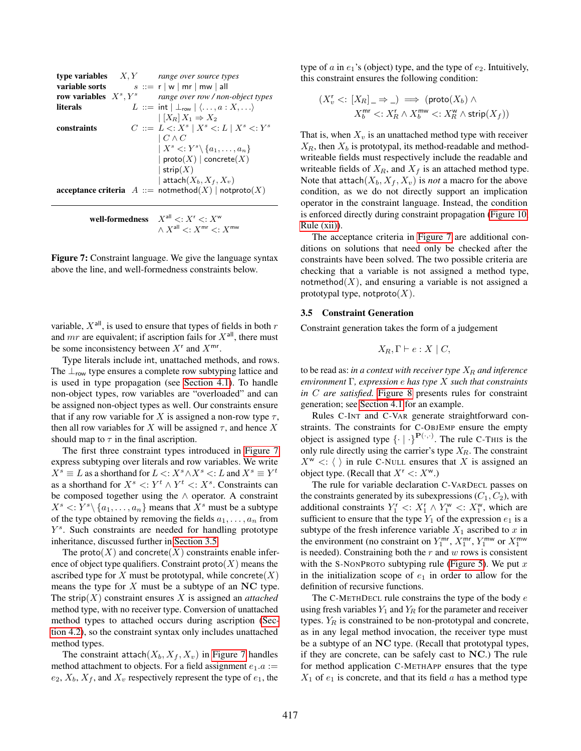**type variables** $X, Y$ *range over source types*

**variable sorts** $s ::= \mathsf{r} \mid \mathsf{w} \mid \mathsf{mr} \mid \mathsf{mw} \mid \mathsf{all}$

**row variables** $X^s, Y^s$ *range over row / non-object types*

**literals** $L ::= \mathsf{int} \mid \bot_{\mathsf{row}} \mid \langle \dots, a : X, \dots \rangle \mid [X_R]\, X_1 \Rightarrow X_2$

**constraints** $C ::= L <: X^s \mid X^s <: L \mid X^s <: Y^s \mid C \wedge C \mid X^s <: Y^s \backslash \{a_1, \dots, a_n\} \mid \mathsf{proto}(X) \mid \mathsf{concrete}(X) \mid \mathsf{strip}(X) \mid \mathsf{attach}(X_b, X_f, X_v)$

**acceptance criteria** $A ::= \mathsf{notmethod}(X) \mid \mathsf{notproto}(X)$

---

**well-formedness** $X^{\mathsf{all}} <: X^{\mathsf{r}} <: X^{\mathsf{w}} \wedge X^{\mathsf{all}} <: X^{\mathsf{mr}} <: X^{\mathsf{mw}}$

**Figure 7:** Constraint language. We give the language syntax above the line, and well-formedness constraints below.

variable, $X^{\mathsf{all}}$, is used to ensure that types of fields in both $r$ and $mr$ are equivalent; if ascription fails for $X^{\mathsf{all}}$, there must be some inconsistency between $X^{\mathsf{r}}$ and $X^{\mathsf{mr}}$.

Type literals include int, unattached methods, and rows. The $\bot_{\mathsf{row}}$ type ensures a complete row subtyping lattice and is used in type propagation (see Section 4.1). To handle non-object types, row variables are "overloaded" and can be assigned non-object types as well. Our constraints ensure that if any row variable for $X$ is assigned a non-row type $\tau$, then all row variables for $X$ will be assigned $\tau$, and hence $X$ should map to $\tau$ in the final ascription.

The first three constraint types introduced in Figure 7 express subtyping over literals and row variables. We write $X^s \equiv L$ as a shorthand for $L <: X^s \wedge X^s <: L$ and $X^s \equiv Y^t$ as a shorthand for $X^s <: Y^t \wedge Y^t <: X^s$. Constraints can be composed together using the $\wedge$ operator. A constraint $X^s <: Y^s \backslash \{a_1, \dots, a_n\}$ means that $X^s$ must be a subtype of the type obtained by removing the fields $a_1, \dots, a_n$ from $Y^s$. Such constraints are needed for handling prototype inheritance, discussed further in Section 3.5.

The $\mathsf{proto}(X)$ and $\mathsf{concrete}(X)$ constraints enable inference of object type qualifiers. Constraint $\mathsf{proto}(X)$ means the ascribed type for $X$ must be prototypal, while $\mathsf{concrete}(X)$ means the type for $X$ must be a subtype of an $\mathbf{NC}$ type. The $\mathsf{strip}(X)$ constraint ensures $X$ is assigned an *attached* method type, with no receiver type. Conversion of unattached method types to attached occurs during ascription (Section 4.2), so the constraint syntax only includes unattached method types.

The constraint $\mathsf{attach}(X_b, X_f, X_v)$ in Figure 7 handles method attachment to objects. For a field assignment $e_1.a := e_2$, $X_b$, $X_f$, and $X_v$ respectively represent the type of $e_1$, the type of $a$ in $e_1$'s (object) type, and the type of $e_2$. Intuitively, this constraint ensures the following condition:

$$(X_v^{\mathsf{r}} <: [X_R]\_ \Rightarrow \_) \implies (\mathsf{proto}(X_b) \wedge X_b^{\mathsf{mr}} <: X_R^{\mathsf{r}} \wedge X_b^{\mathsf{mw}} <: X_R^{\mathsf{w}} \wedge \mathsf{strip}(X_f))$$

That is, when $X_v$ is an unattached method type with receiver $X_R$, then $X_b$ is prototypal, its method-readable and method-writeable fields must respectively include the readable and writeable fields of $X_R$, and $X_f$ is an attached method type. Note that $\mathsf{attach}(X_b, X_f, X_v)$ is *not* a macro for the above condition, as we do not directly support an implication operator in the constraint language. Instead, the condition is enforced directly during constraint propagation (Figure 10 Rule (xii)).

The acceptance criteria in Figure 7 are additional conditions on solutions that need only be checked after the constraints have been solved. The two possible criteria are checking that a variable is not assigned a method type, $\mathsf{notmethod}(X)$, and ensuring a variable is not assigned a prototypal type, $\mathsf{notproto}(X)$.

### 3.5 Constraint Generation

Constraint generation takes the form of a judgement

$$X_R, \Gamma \vdash e : X \mid C,$$

to be read as: *in a context with receiver type $X_R$ and inference environment $\Gamma$, expression $e$ has type $X$ such that constraints in $C$ are satisfied.* Figure 8 presents rules for constraint generation; see Section 4.1 for an example.

Rules C-INT and C-VAR generate straightforward constraints. The constraints for C-OBJEMP ensure the empty object is assigned type $\{\cdot \mid \cdot\}^{\mathbf{P}(\cdot,\cdot)}$. The rule C-THIS is the only rule directly using the carrier's type $X_R$. The constraint $X^{\mathsf{w}} <: \langle\, \rangle$ in rule C-NULL ensures that $X$ is assigned an object type. (Recall that $X^{\mathsf{r}} <: X^{\mathsf{w}}$.)

The rule for variable declaration C-VARDECL passes on the constraints generated by its subexpressions ($C_1, C_2$), with additional constraints $Y_1^{\mathsf{r}} <: X_1^{\mathsf{r}} \wedge Y_1^{\mathsf{w}} <: X_1^{\mathsf{w}}$, which are sufficient to ensure that the type $Y_1$ of the expression $e_1$ is a subtype of the fresh inference variable $X_1$ ascribed to $x$ in the environment (no constraint on $Y_1^{\mathsf{mr}}$, $X_1^{\mathsf{mr}}$, $Y_1^{\mathsf{mw}}$ or $X_1^{\mathsf{mw}}$ is needed). Constraining both the $r$ and $w$ rows is consistent with the S-NONPROTO subtyping rule (Figure 5). We put $x$ in the initialization scope of $e_1$ in order to allow for the definition of recursive functions.

The C-METHDECL rule constrains the type of the body $e$ using fresh variables $Y_1$ and $Y_R$ for the parameter and receiver types. $Y_R$ is constrained to be non-prototypal and concrete, as in any legal method invocation, the receiver type must be a subtype of an $\mathbf{NC}$ type. (Recall that prototypal types, if they are concrete, can be safely cast to $\mathbf{NC}$.) The rule for method application C-METHAPP ensures that the type $X_1$ of $e_1$ is concrete, and that its field $a$ has a method type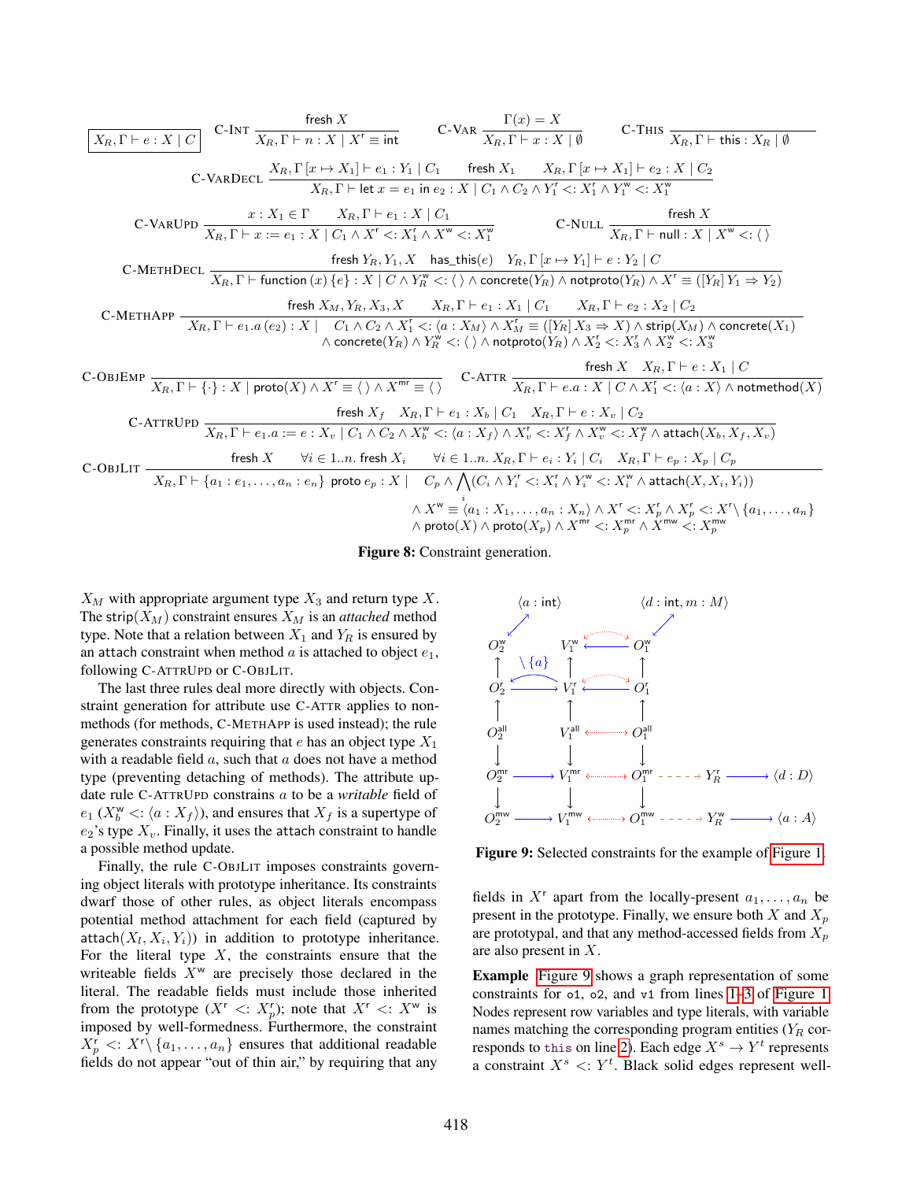$$\boxed{X_R, \Gamma \vdash e : X \mid C}$$

$$\text{C-INT}\ \frac{\text{fresh } X}{X_R, \Gamma \vdash n : X \mid X^{\mathsf{r}} \equiv \mathsf{int}} \qquad \text{C-VAR}\ \frac{\Gamma(x) = X}{X_R, \Gamma \vdash x : X \mid \emptyset} \qquad \text{C-THIS}\ \frac{}{X_R, \Gamma \vdash \mathsf{this} : X_R \mid \emptyset}$$

$$\text{C-VARDECL}\ \frac{X_R, \Gamma[x \mapsto X_1] \vdash e_1 : Y_1 \mid C_1 \quad \text{fresh } X_1 \quad X_R, \Gamma[x \mapsto X_1] \vdash e_2 : X \mid C_2}{X_R, \Gamma \vdash \mathsf{let}\ x = e_1\ \mathsf{in}\ e_2 : X \mid C_1 \wedge C_2 \wedge Y_1^{\mathsf{r}} <: X_1^{\mathsf{r}} \wedge Y_1^{\mathsf{w}} <: X_1^{\mathsf{w}}}$$

$$\text{C-VARUPD}\ \frac{x : X_1 \in \Gamma \quad X_R, \Gamma \vdash e_1 : X \mid C_1}{X_R, \Gamma \vdash x := e_1 : X \mid C_1 \wedge X^{\mathsf{r}} <: X_1^{\mathsf{r}} \wedge X^{\mathsf{w}} <: X_1^{\mathsf{w}}} \qquad \text{C-NULL}\ \frac{\text{fresh } X}{X_R, \Gamma \vdash \mathsf{null} : X \mid X^{\mathsf{w}} <: \langle\,\rangle}$$

$$\text{C-METHDECL}\ \frac{\text{fresh } Y_R, Y_1, X \quad \mathsf{has\_this}(e) \quad Y_R, \Gamma[x \mapsto Y_1] \vdash e : Y_2 \mid C}{X_R, \Gamma \vdash \mathsf{function}\ (x)\ \{e\} : X \mid C \wedge Y_R^{\mathsf{w}} <: \langle\,\rangle \wedge \mathsf{concrete}(Y_R) \wedge \mathsf{notproto}(Y_R) \wedge X^{\mathsf{r}} \equiv ([Y_R]\, Y_1 \Rightarrow Y_2)}$$

$$\text{C-METHAPP}\ \frac{\text{fresh } X_M, Y_R, X_3, X \quad X_R, \Gamma \vdash e_1 : X_1 \mid C_1 \quad X_R, \Gamma \vdash e_2 : X_2 \mid C_2}{\begin{array}{l} X_R, \Gamma \vdash e_1.a\,(e_2) : X \mid \quad C_1 \wedge C_2 \wedge X_1^{\mathsf{r}} <: \langle a : X_M \rangle \wedge X_M^{\mathsf{r}} \equiv ([Y_R]\, X_3 \Rightarrow X) \wedge \mathsf{strip}(X_M) \wedge \mathsf{concrete}(X_1) \\ \qquad \wedge\ \mathsf{concrete}(Y_R) \wedge Y_R^{\mathsf{w}} <: \langle\,\rangle \wedge \mathsf{notproto}(Y_R) \wedge X_2^{\mathsf{r}} <: X_3^{\mathsf{r}} \wedge X_2^{\mathsf{w}} <: X_3^{\mathsf{w}} \end{array}}$$

$$\text{C-OBJEMP}\ \frac{}{X_R, \Gamma \vdash \{\cdot\} : X \mid \mathsf{proto}(X) \wedge X^{\mathsf{r}} \equiv \langle\,\rangle \wedge X^{\mathsf{mr}} \equiv \langle\,\rangle} \qquad \text{C-ATTR}\ \frac{\text{fresh } X \quad X_R, \Gamma \vdash e : X_1 \mid C}{X_R, \Gamma \vdash e.a : X \mid C \wedge X_1^{\mathsf{r}} <: \langle a : X \rangle \wedge \mathsf{notmethod}(X)}$$

$$\text{C-ATTRUPD}\ \frac{\text{fresh } X_f \quad X_R, \Gamma \vdash e_1 : X_b \mid C_1 \quad X_R, \Gamma \vdash e : X_v \mid C_2}{X_R, \Gamma \vdash e_1.a := e : X_v \mid C_1 \wedge C_2 \wedge X_b^{\mathsf{w}} <: \langle a : X_f \rangle \wedge X_v^{\mathsf{r}} <: X_f^{\mathsf{r}} \wedge X_v^{\mathsf{w}} <: X_f^{\mathsf{w}} \wedge \mathsf{attach}(X_b, X_f, X_v)}$$

$$\text{C-OBJLIT}\ \frac{\text{fresh } X \quad \forall i \in 1..n.\ \text{fresh } X_i \quad \forall i \in 1..n.\ X_R, \Gamma \vdash e_i : Y_i \mid C_i \quad X_R, \Gamma \vdash e_p : X_p \mid C_p}{\begin{array}{l} X_R, \Gamma \vdash \{a_1 : e_1, \ldots, a_n : e_n\}\ \mathsf{proto}\ e_p : X \mid \quad C_p \wedge \bigwedge_i (C_i \wedge Y_i^{\mathsf{r}} <: X_i^{\mathsf{r}} \wedge Y_i^{\mathsf{w}} <: X_i^{\mathsf{w}} \wedge \mathsf{attach}(X, X_i, Y_i)) \\ \qquad \wedge\ X^{\mathsf{w}} \equiv \langle a_1 : X_1, \ldots, a_n : X_n \rangle \wedge X^{\mathsf{r}} <: X_p^{\mathsf{r}} \wedge X_p^{\mathsf{r}} <: X^{\mathsf{r}} \backslash \{a_1, \ldots, a_n\} \\ \qquad \wedge\ \mathsf{proto}(X) \wedge \mathsf{proto}(X_p) \wedge X^{\mathsf{mr}} <: X_p^{\mathsf{mr}} \wedge X^{\mathsf{mw}} <: X_p^{\mathsf{mw}} \end{array}}$$

**Figure 8:** Constraint generation.

$X_M$ with appropriate argument type $X_3$ and return type $X$. The $\mathsf{strip}(X_M)$ constraint ensures $X_M$ is an *attached* method type. Note that a relation between $X_1$ and $Y_R$ is ensured by an attach constraint when method $a$ is attached to object $e_1$, following C-ATTRUPD or C-OBJLIT.

The last three rules deal more directly with objects. Constraint generation for attribute use C-ATTR applies to non-methods (for methods, C-METHAPP is used instead); the rule generates constraints requiring that $e$ has an object type $X_1$ with a readable field $a$, such that $a$ does not have a method type (preventing detaching of methods). The attribute update rule C-ATTRUPD constrains $a$ to be a *writable* field of $e_1$ ($X_b^{\mathsf{w}} <: \langle a : X_f \rangle$), and ensures that $X_f$ is a supertype of $e_2$'s type $X_v$. Finally, it uses the attach constraint to handle a possible method update.

Finally, the rule C-OBJLIT imposes constraints governing object literals with prototype inheritance. Its constraints dwarf those of other rules, as object literals encompass potential method attachment for each field (captured by $\mathsf{attach}(X_l, X_i, Y_i)$) in addition to prototype inheritance. For the literal type $X$, the constraints ensure that the writeable fields $X^{\mathsf{w}}$ are precisely those declared in the literal. The readable fields must include those inherited from the prototype ($X^{\mathsf{r}} <: X_p^{\mathsf{r}}$); note that $X^{\mathsf{r}} <: X^{\mathsf{w}}$ is imposed by well-formedness. Furthermore, the constraint $X_p^{\mathsf{r}} <: X^{\mathsf{r}} \backslash \{a_1, \ldots, a_n\}$ ensures that additional readable fields do not appear "out of thin air," by requiring that any fields in $X^{\mathsf{r}}$ apart from the locally-present $a_1, \ldots, a_n$ be present in the prototype. Finally, we ensure both $X$ and $X_p$ are prototypal, and that any method-accessed fields from $X_p$ are also present in $X$.

**Figure 9:** Selected constraints for the example of Figure 1.

**Example** Figure 9 shows a graph representation of some constraints for `o1`, `o2`, and `v1` from lines 1–3 of Figure 1. Nodes represent row variables and type literals, with variable names matching the corresponding program entities ($Y_R$ corresponds to `this` on line 2). Each edge $X^s \to Y^t$ represents a constraint $X^s <: Y^t$. Black solid edges represent well-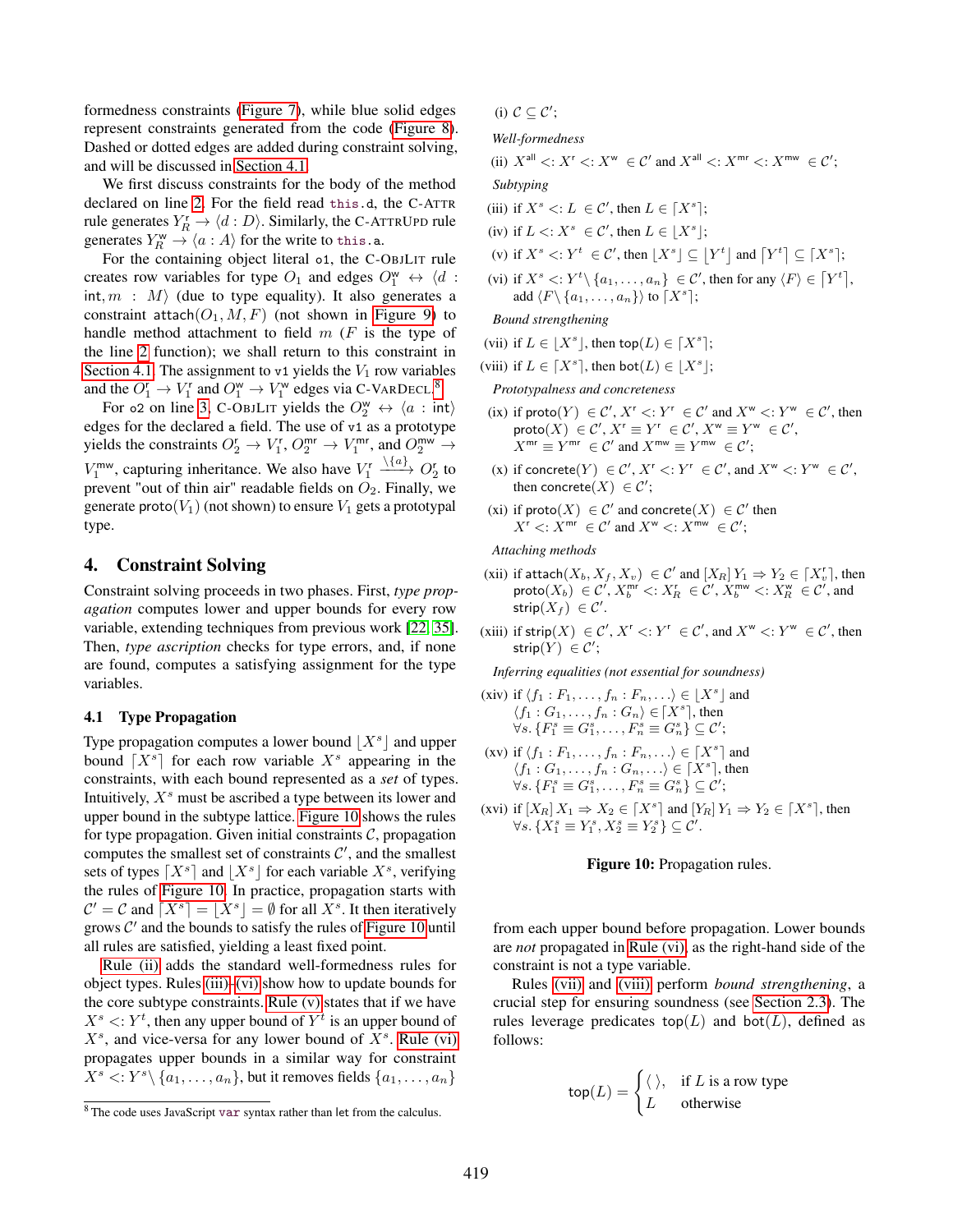formedness constraints (Figure 7), while blue solid edges represent constraints generated from the code (Figure 8). Dashed or dotted edges are added during constraint solving, and will be discussed in Section 4.1.

We first discuss constraints for the body of the method declared on line 2. For the field read `this.d`, the C-ATTR rule generates $Y^{\mathsf{r}}_R \to \langle d : D \rangle$. Similarly, the C-ATTRUPD rule generates $Y^{\mathsf{w}}_R \to \langle a : A \rangle$ for the write to `this.a`.

For the containing object literal `o1`, the C-OBJLIT rule creates row variables for type $O_1$ and edges $O^{\mathsf{w}}_1 \leftrightarrow \langle d : \mathsf{int}, m : M \rangle$ (due to type equality). It also generates a constraint $\mathsf{attach}(O_1, M, F)$ (not shown in Figure 9) to handle method attachment to field $m$ ($F$ is the type of the line 2 function); we shall return to this constraint in Section 4.1. The assignment to `v1` yields the $V_1$ row variables and the $O^{\mathsf{r}}_1 \to V^{\mathsf{r}}_1$ and $O^{\mathsf{w}}_1 \to V^{\mathsf{w}}_1$ edges via C-VARDECL.[8]

For `o2` on line 3, C-OBJLIT yields the $O^{\mathsf{w}}_2 \leftrightarrow \langle a : \mathsf{int} \rangle$ edges for the declared `a` field. The use of `v1` as a prototype yields the constraints $O^{\mathsf{r}}_2 \to V^{\mathsf{r}}_1$, $O^{\mathsf{mr}}_2 \to V^{\mathsf{mr}}_1$, and $O^{\mathsf{mw}}_2 \to V^{\mathsf{mw}}_1$, capturing inheritance. We also have $V^{\mathsf{r}}_1 \xrightarrow{\setminus\{a\}} O^{\mathsf{r}}_2$ to prevent "out of thin air" readable fields on $O_2$. Finally, we generate $\mathsf{proto}(V_1)$ (not shown) to ensure $V_1$ gets a prototypal type.

## 4. Constraint Solving

Constraint solving proceeds in two phases. First, *type propagation* computes lower and upper bounds for every row variable, extending techniques from previous work [22, 35]. Then, *type ascription* checks for type errors, and, if none are found, computes a satisfying assignment for the type variables.

### 4.1 Type Propagation

Type propagation computes a lower bound $\lfloor X^s \rfloor$ and upper bound $\lceil X^s \rceil$ for each row variable $X^s$ appearing in the constraints, with each bound represented as a *set* of types. Intuitively, $X^s$ must be ascribed a type between its lower and upper bound in the subtype lattice. Figure 10 shows the rules for type propagation. Given initial constraints $\mathcal{C}$, propagation computes the smallest set of constraints $\mathcal{C}'$, and the smallest sets of types $\lceil X^s \rceil$ and $\lfloor X^s \rfloor$ for each variable $X^s$, verifying the rules of Figure 10. In practice, propagation starts with $\mathcal{C}' = \mathcal{C}$ and $\lceil X^s \rceil = \lfloor X^s \rfloor = \emptyset$ for all $X^s$. It then iteratively grows $\mathcal{C}'$ and the bounds to satisfy the rules of Figure 10 until all rules are satisfied, yielding a least fixed point.

Rule (ii) adds the standard well-formedness rules for object types. Rules (iii)–(vi) show how to update bounds for the core subtype constraints. Rule (v) states that if we have $X^s <: Y^t$, then any upper bound of $Y^t$ is an upper bound of $X^s$, and vice-versa for any lower bound of $X^s$. Rule (vi) propagates upper bounds in a similar way for constraint $X^s <: Y^s \setminus \{a_1, \ldots, a_n\}$, but it removes fields $\{a_1, \ldots, a_n\}$ from each upper bound before propagation. Lower bounds are *not* propagated in Rule (vi), as the right-hand side of the constraint is not a type variable.

Rules (vii) and (viii) perform *bound strengthening*, a crucial step for ensuring soundness (see Section 2.3). The rules leverage predicates $\mathsf{top}(L)$ and $\mathsf{bot}(L)$, defined as follows:

$$\mathsf{top}(L) = \begin{cases} \langle\,\rangle, & \text{if } L \text{ is a row type} \\ L & \text{otherwise} \end{cases}$$

(i) $\mathcal{C} \subseteq \mathcal{C}'$;

*Well-formedness*

(ii) $X^{\mathsf{all}} <: X^{\mathsf{r}} <: X^{\mathsf{w}} \in \mathcal{C}'$ and $X^{\mathsf{all}} <: X^{\mathsf{mr}} <: X^{\mathsf{mw}} \in \mathcal{C}'$;

*Subtyping*

(iii) if $X^s <: L \in \mathcal{C}'$, then $L \in \lceil X^s \rceil$;

(iv) if $L <: X^s \in \mathcal{C}'$, then $L \in \lfloor X^s \rfloor$;

(v) if $X^s <: Y^t \in \mathcal{C}'$, then $\lfloor X^s \rfloor \subseteq \lfloor Y^t \rfloor$ and $\lceil Y^t \rceil \subseteq \lceil X^s \rceil$;

(vi) if $X^s <: Y^t \setminus \{a_1, \ldots, a_n\} \in \mathcal{C}'$, then for any $\langle F \rangle \in \lceil Y^t \rceil$, add $\langle F \setminus \{a_1, \ldots, a_n\} \rangle$ to $\lceil X^s \rceil$;

*Bound strengthening*

(vii) if $L \in \lfloor X^s \rfloor$, then $\mathsf{top}(L) \in \lceil X^s \rceil$;

(viii) if $L \in \lceil X^s \rceil$, then $\mathsf{bot}(L) \in \lfloor X^s \rfloor$;

*Prototypalness and concreteness*

(ix) if $\mathsf{proto}(Y) \in \mathcal{C}'$, $X^{\mathsf{r}} <: Y^{\mathsf{r}} \in \mathcal{C}'$ and $X^{\mathsf{w}} <: Y^{\mathsf{w}} \in \mathcal{C}'$, then $\mathsf{proto}(X) \in \mathcal{C}'$, $X^{\mathsf{r}} \equiv Y^{\mathsf{r}} \in \mathcal{C}'$, $X^{\mathsf{w}} \equiv Y^{\mathsf{w}} \in \mathcal{C}'$, $X^{\mathsf{mr}} \equiv Y^{\mathsf{mr}} \in \mathcal{C}'$ and $X^{\mathsf{mw}} \equiv Y^{\mathsf{mw}} \in \mathcal{C}'$;

(x) if $\mathsf{concrete}(Y) \in \mathcal{C}'$, $X^{\mathsf{r}} <: Y^{\mathsf{r}} \in \mathcal{C}'$, and $X^{\mathsf{w}} <: Y^{\mathsf{w}} \in \mathcal{C}'$, then $\mathsf{concrete}(X) \in \mathcal{C}'$;

(xi) if $\mathsf{proto}(X) \in \mathcal{C}'$ and $\mathsf{concrete}(X) \in \mathcal{C}'$ then $X^{\mathsf{r}} <: X^{\mathsf{mr}} \in \mathcal{C}'$ and $X^{\mathsf{w}} <: X^{\mathsf{mw}} \in \mathcal{C}'$;

*Attaching methods*

(xii) if $\mathsf{attach}(X_b, X_f, X_v) \in \mathcal{C}'$ and $[X_R]\, Y_1 \Rightarrow Y_2 \in \lceil X^{\mathsf{r}}_v \rceil$, then $\mathsf{proto}(X_b) \in \mathcal{C}'$, $X^{\mathsf{mr}}_b <: X^{\mathsf{r}}_R \in \mathcal{C}'$, $X^{\mathsf{mw}}_b <: X^{\mathsf{w}}_R \in \mathcal{C}'$, and $\mathsf{strip}(X_f) \in \mathcal{C}'$.

(xiii) if $\mathsf{strip}(X) \in \mathcal{C}'$, $X^{\mathsf{r}} <: Y^{\mathsf{r}} \in \mathcal{C}'$, and $X^{\mathsf{w}} <: Y^{\mathsf{w}} \in \mathcal{C}'$, then $\mathsf{strip}(Y) \in \mathcal{C}'$;

*Inferring equalities (not essential for soundness)*

(xiv) if $\langle f_1 : F_1, \ldots, f_n : F_n, \ldots \rangle \in \lfloor X^s \rfloor$ and $\langle f_1 : G_1, \ldots, f_n : G_n \rangle \in \lceil X^s \rceil$, then $\forall s.\, \{F^s_1 \equiv G^s_1, \ldots, F^s_n \equiv G^s_n\} \subseteq \mathcal{C}'$;

(xv) if $\langle f_1 : F_1, \ldots, f_n : F_n, \ldots \rangle \in \lceil X^s \rceil$ and $\langle f_1 : G_1, \ldots, f_n : G_n, \ldots \rangle \in \lceil X^s \rceil$, then $\forall s.\, \{F^s_1 \equiv G^s_1, \ldots, F^s_n \equiv G^s_n\} \subseteq \mathcal{C}'$;

(xvi) if $[X_R]\, X_1 \Rightarrow X_2 \in \lceil X^s \rceil$ and $[Y_R]\, Y_1 \Rightarrow Y_2 \in \lceil X^s \rceil$, then $\forall s.\, \{X^s_1 \equiv Y^s_1, X^s_2 \equiv Y^s_2\} \subseteq \mathcal{C}'$.

**Figure 10:** Propagation rules.

[8] The code uses JavaScript `var` syntax rather than let from the calculus.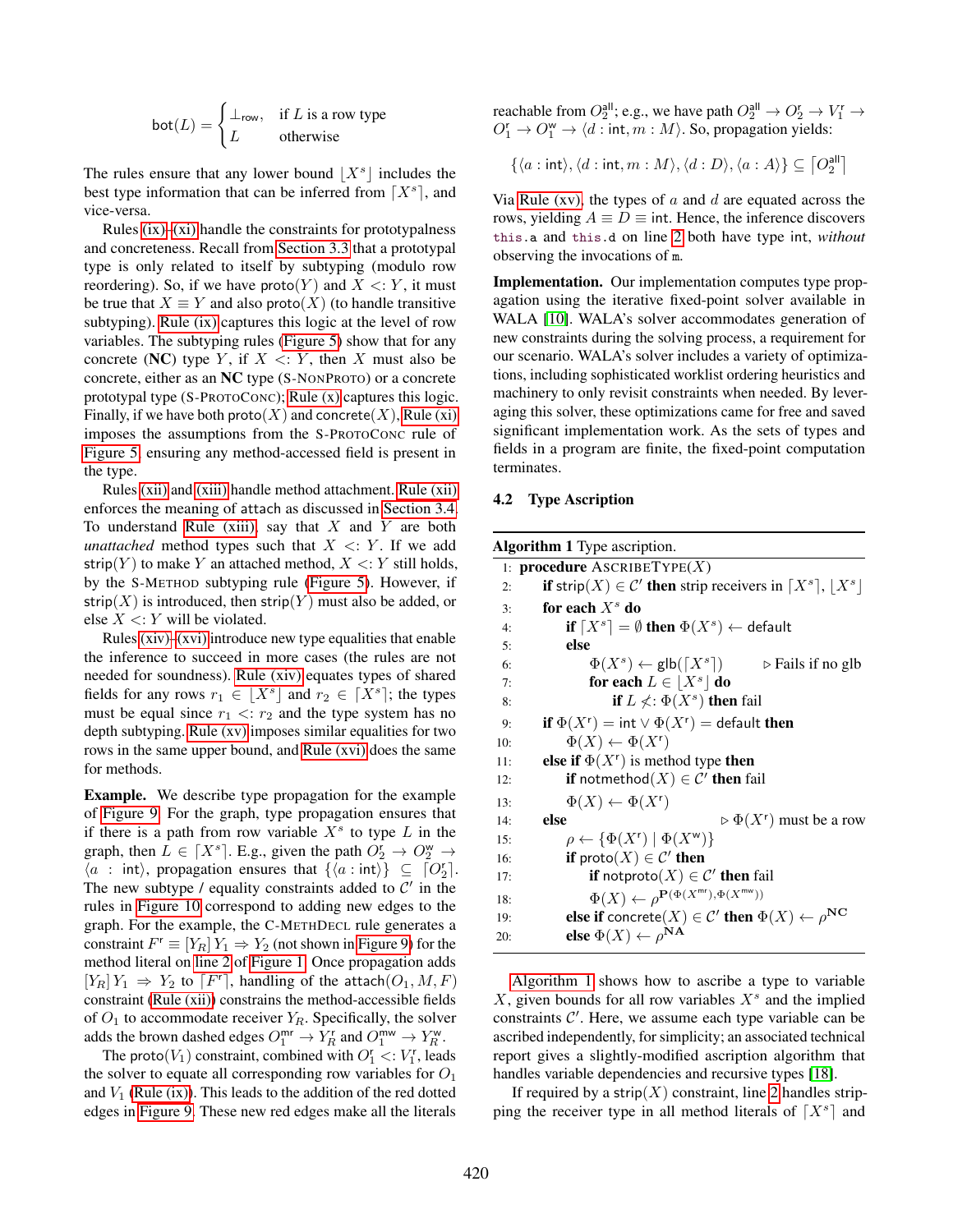$$\mathsf{bot}(L) = \begin{cases} \bot_{\mathsf{row}}, & \text{if } L \text{ is a row type} \\ L & \text{otherwise} \end{cases}$$

The rules ensure that any lower bound $\lfloor X^s \rfloor$ includes the best type information that can be inferred from $\lceil X^s \rceil$, and vice-versa.

Rules (ix)–(xi) handle the constraints for prototypalness and concreteness. Recall from Section 3.3 that a prototypal type is only related to itself by subtyping (modulo row reordering). So, if we have $\mathsf{proto}(Y)$ and $X <: Y$, it must be true that $X \equiv Y$ and also $\mathsf{proto}(X)$ (to handle transitive subtyping). Rule (ix) captures this logic at the level of row variables. The subtyping rules (Figure 5) show that for any concrete (**NC**) type $Y$, if $X <: Y$, then $X$ must also be concrete, either as an **NC** type (S-NonProto) or a concrete prototypal type (S-ProtoConc); Rule (x) captures this logic. Finally, if we have both $\mathsf{proto}(X)$ and $\mathsf{concrete}(X)$, Rule (xi) imposes the assumptions from the S-ProtoConc rule of Figure 5, ensuring any method-accessed field is present in the type.

Rules (xii) and (xiii) handle method attachment. Rule (xii) enforces the meaning of attach as discussed in Section 3.4. To understand Rule (xiii), say that $X$ and $Y$ are both *unattached* method types such that $X <: Y$. If we add $\mathsf{strip}(Y)$ to make $Y$ an attached method, $X <: Y$ still holds, by the S-Method subtyping rule (Figure 5). However, if $\mathsf{strip}(X)$ is introduced, then $\mathsf{strip}(Y)$ must also be added, or else $X <: Y$ will be violated.

Rules (xiv)–(xvi) introduce new type equalities that enable the inference to succeed in more cases (the rules are not needed for soundness). Rule (xiv) equates types of shared fields for any rows $r_1 \in \lfloor X^s \rfloor$ and $r_2 \in \lceil X^s \rceil$; the types must be equal since $r_1 <: r_2$ and the type system has no depth subtyping. Rule (xv) imposes similar equalities for two rows in the same upper bound, and Rule (xvi) does the same for methods.

**Example.** We describe type propagation for the example of Figure 9. For the graph, type propagation ensures that if there is a path from row variable $X^s$ to type $L$ in the graph, then $L \in \lceil X^s \rceil$. E.g., given the path $O_2^{\mathsf{r}} \to O_2^{\mathsf{w}} \to \langle a : \mathsf{int} \rangle$, propagation ensures that $\{\langle a : \mathsf{int} \rangle\} \subseteq \lceil O_2^{\mathsf{r}} \rceil$. The new subtype / equality constraints added to $\mathcal{C}'$ in the rules in Figure 10 correspond to adding new edges to the graph. For the example, the C-MethDecl rule generates a constraint $F^{\mathsf{r}} \equiv [Y_R]\, Y_1 \Rightarrow Y_2$ (not shown in Figure 9) for the method literal on line 2 of Figure 1. Once propagation adds $[Y_R]\, Y_1 \Rightarrow Y_2$ to $\lceil F^{\mathsf{r}} \rceil$, handling of the $\mathsf{attach}(O_1, M, F)$ constraint (Rule (xii)) constrains the method-accessible fields of $O_1$ to accommodate receiver $Y_R$. Specifically, the solver adds the brown dashed edges $O_1^{\mathsf{mr}} \to Y_R^{\mathsf{r}}$ and $O_1^{\mathsf{mw}} \to Y_R^{\mathsf{w}}$.

The $\mathsf{proto}(V_1)$ constraint, combined with $O_1^{\mathsf{r}} <: V_1^{\mathsf{r}}$, leads the solver to equate all corresponding row variables for $O_1$ and $V_1$ (Rule (ix)). This leads to the addition of the red dotted edges in Figure 9. These new red edges make all the literals reachable from $O_2^{\mathsf{all}}$; e.g., we have path $O_2^{\mathsf{all}} \to O_2^{\mathsf{r}} \to V_1^{\mathsf{r}} \to O_1^{\mathsf{r}} \to O_1^{\mathsf{w}} \to \langle d : \mathsf{int}, m : M \rangle$. So, propagation yields:

$$\{\langle a : \mathsf{int} \rangle, \langle d : \mathsf{int}, m : M \rangle, \langle d : D \rangle, \langle a : A \rangle\} \subseteq \lceil O_2^{\mathsf{all}} \rceil$$

Via Rule (xv), the types of $a$ and $d$ are equated across the rows, yielding $A \equiv D \equiv \mathsf{int}$. Hence, the inference discovers `this.a` and `this.d` on line 2 both have type int, *without* observing the invocations of `m`.

**Implementation.** Our implementation computes type propagation using the iterative fixed-point solver available in WALA [10]. WALA's solver accommodates generation of new constraints during the solving process, a requirement for our scenario. WALA's solver includes a variety of optimizations, including sophisticated worklist ordering heuristics and machinery to only revisit constraints when needed. By leveraging this solver, these optimizations came for free and saved significant implementation work. As the sets of types and fields in a program are finite, the fixed-point computation terminates.

### 4.2 Type Ascription

**Algorithm 1** Type ascription.

```
1:  procedure AscribeType(X)
2:    if strip(X) ∈ C' then strip receivers in ⌈X^s⌉, ⌊X^s⌋
3:    for each X^s do
4:      if ⌈X^s⌉ = ∅ then Φ(X^s) ← default
5:      else
6:        Φ(X^s) ← glb(⌈X^s⌉)                ▷ Fails if no glb
7:        for each L ∈ ⌊X^s⌋ do
8:          if L ≮: Φ(X^s) then fail
9:    if Φ(X^r) = int ∨ Φ(X^r) = default then
10:     Φ(X) ← Φ(X^r)
11:   else if Φ(X^r) is method type then
12:     if notmethod(X) ∈ C' then fail
13:     Φ(X) ← Φ(X^r)
14:   else                                    ▷ Φ(X^r) must be a row
15:     ρ ← {Φ(X^r) | Φ(X^w)}
16:     if proto(X) ∈ C' then
17:       if notproto(X) ∈ C' then fail
18:       Φ(X) ← ρ^{P(Φ(X^mr), Φ(X^mw))}
19:     else if concrete(X) ∈ C' then Φ(X) ← ρ^NC
20:     else Φ(X) ← ρ^NA
```

Algorithm 1 shows how to ascribe a type to variable $X$, given bounds for all row variables $X^s$ and the implied constraints $\mathcal{C}'$. Here, we assume each type variable can be ascribed independently, for simplicity; an associated technical report gives a slightly-modified ascription algorithm that handles variable dependencies and recursive types [18].

If required by a $\mathsf{strip}(X)$ constraint, line 2 handles stripping the receiver type in all method literals of $\lceil X^s \rceil$ and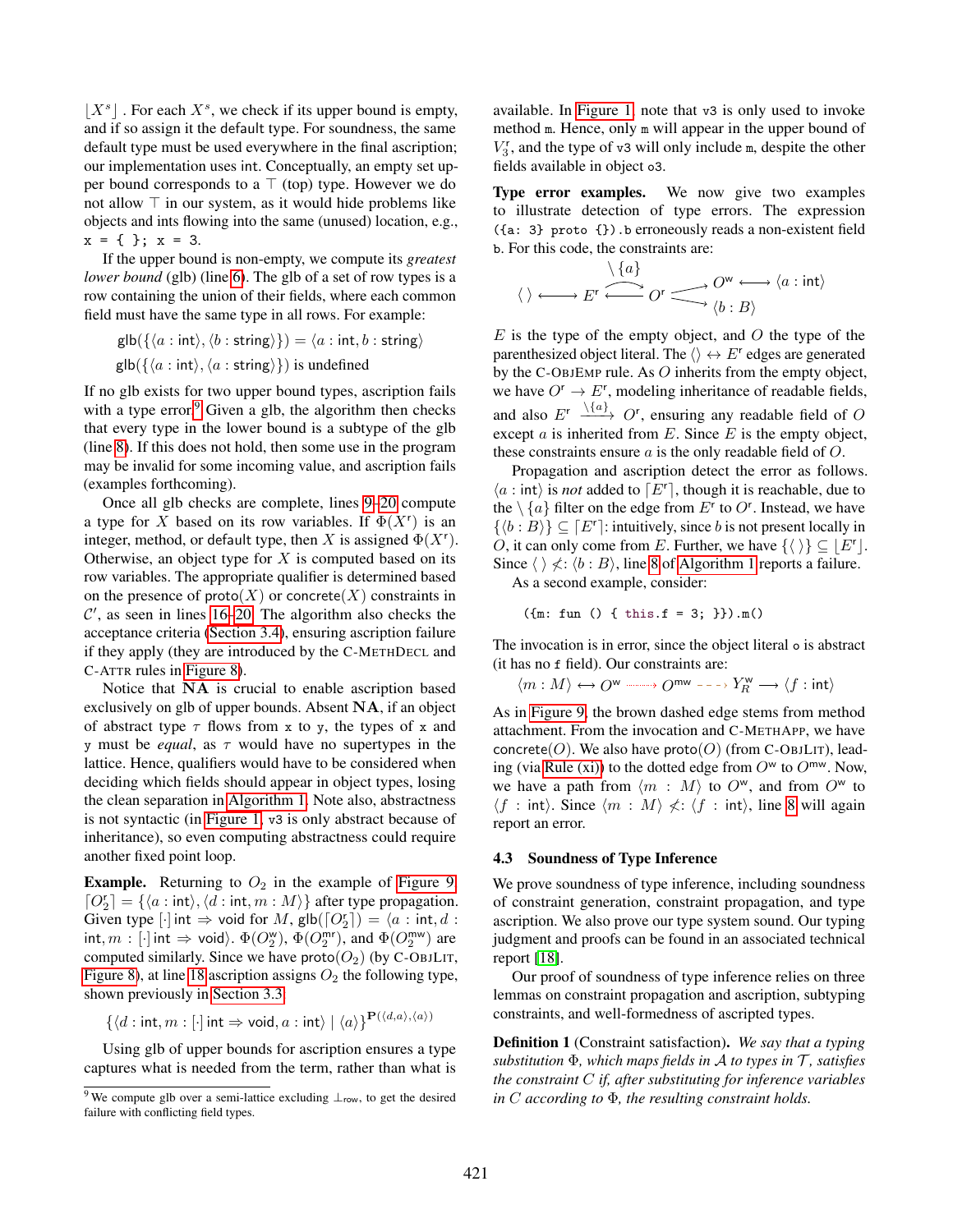$\lfloor X^s \rfloor$. For each $X^s$, we check if its upper bound is empty, and if so assign it the default type. For soundness, the same default type must be used everywhere in the final ascription; our implementation uses int. Conceptually, an empty set upper bound corresponds to a $\top$ (top) type. However we do not allow $\top$ in our system, as it would hide problems like objects and ints flowing into the same (unused) location, e.g., `x = { }; x = 3`.

If the upper bound is non-empty, we compute its *greatest lower bound* (glb) (line 6). The glb of a set of row types is a row containing the union of their fields, where each common field must have the same type in all rows. For example:

$$\mathsf{glb}(\{\langle a : \mathsf{int}\rangle, \langle b : \mathsf{string}\rangle\}) = \langle a : \mathsf{int}, b : \mathsf{string}\rangle$$

$$\mathsf{glb}(\{\langle a : \mathsf{int}\rangle, \langle a : \mathsf{string}\rangle\}) \text{ is undefined}$$

If no glb exists for two upper bound types, ascription fails with a type error.[9] Given a glb, the algorithm then checks that every type in the lower bound is a subtype of the glb (line 8). If this does not hold, then some use in the program may be invalid for some incoming value, and ascription fails (examples forthcoming).

Once all glb checks are complete, lines 9–20 compute a type for $X$ based on its row variables. If $\Phi(X^r)$ is an integer, method, or default type, then $X$ is assigned $\Phi(X^r)$. Otherwise, an object type for $X$ is computed based on its row variables. The appropriate qualifier is determined based on the presence of $\mathsf{proto}(X)$ or $\mathsf{concrete}(X)$ constraints in $\mathcal{C}'$, as seen in lines 16–20. The algorithm also checks the acceptance criteria (Section 3.4), ensuring ascription failure if they apply (they are introduced by the C-MethDecl and C-Attr rules in Figure 8).

Notice that **NA** is crucial to enable ascription based exclusively on glb of upper bounds. Absent **NA**, if an object of abstract type $\tau$ flows from `x` to `y`, the types of `x` and `y` must be *equal*, as $\tau$ would have no supertypes in the lattice. Hence, qualifiers would have to be considered when deciding which fields should appear in object types, losing the clean separation in Algorithm 1. Note also, abstractness is not syntactic (in Figure 1, `v3` is only abstract because of inheritance), so even computing abstractness could require another fixed point loop.

**Example.** Returning to $O_2$ in the example of Figure 9, $\lceil O_2^r \rceil = \{\langle a : \mathsf{int}\rangle, \langle d : \mathsf{int}, m : M\rangle\}$ after type propagation. Given type $[\cdot]\,\mathsf{int} \Rightarrow \mathsf{void}$ for $M$, $\mathsf{glb}(\lceil O_2^r \rceil) = \langle a : \mathsf{int}, d : \mathsf{int}, m : [\cdot]\,\mathsf{int} \Rightarrow \mathsf{void}\rangle$. $\Phi(O_2^w)$, $\Phi(O_2^{mr})$, and $\Phi(O_2^{mw})$ are computed similarly. Since we have $\mathsf{proto}(O_2)$ (by C-ObjLit, Figure 8), at line 18 ascription assigns $O_2$ the following type, shown previously in Section 3.3.

$$\{\langle d : \mathsf{int}, m : [\cdot]\,\mathsf{int} \Rightarrow \mathsf{void}, a : \mathsf{int}\rangle \mid \langle a \rangle\}^{\mathbf{P}(\langle d, a\rangle, \langle a \rangle)}$$

Using glb of upper bounds for ascription ensures a type captures what is needed from the term, rather than what is available. In Figure 1, note that `v3` is only used to invoke method `m`. Hence, only `m` will appear in the upper bound of $V_3^r$, and the type of `v3` will only include `m`, despite the other fields available in object `o3`.

**Type error examples.** We now give two examples to illustrate detection of type errors. The expression `({a: 3} proto {}).b` erroneously reads a non-existent field `b`. For this code, the constraints are:

$$\langle\,\rangle \longleftrightarrow E^r \overset{\setminus\{a\}}{\underset{\longleftarrow}{\longrightarrow}} O^r \begin{array}{l} \longrightarrow O^w \longleftrightarrow \langle a : \mathsf{int}\rangle \\ \longrightarrow \langle b : B\rangle \end{array}$$

$E$ is the type of the empty object, and $O$ the type of the parenthesized object literal. The $\langle\rangle \leftrightarrow E^r$ edges are generated by the C-ObjEmp rule. As $O$ inherits from the empty object, we have $O^r \rightarrow E^r$, modeling inheritance of readable fields, and also $E^r \xrightarrow{\setminus\{a\}} O^r$, ensuring any readable field of $O$ except $a$ is inherited from $E$. Since $E$ is the empty object, these constraints ensure $a$ is the only readable field of $O$.

Propagation and ascription detect the error as follows. $\langle a : \mathsf{int}\rangle$ is *not* added to $\lceil E^r \rceil$, though it is reachable, due to the $\setminus\{a\}$ filter on the edge from $E^r$ to $O^r$. Instead, we have $\{\langle b : B\rangle\} \subseteq \lceil E^r \rceil$: intuitively, since $b$ is not present locally in $O$, it can only come from $E$. Further, we have $\{\langle\,\rangle\} \subseteq \lfloor E^r \rfloor$. Since $\langle\,\rangle \not<: \langle b : B\rangle$, line 8 of Algorithm 1 reports a failure.

As a second example, consider:

```
({m: fun () { this.f = 3; }}).m()
```

The invocation is in error, since the object literal `o` is abstract (it has no `f` field). Our constraints are:

$$\langle m : M\rangle \leftrightarrow O^w \dashrightarrow O^{mw} \dashrightarrow Y_R^w \longrightarrow \langle f : \mathsf{int}\rangle$$

As in Figure 9, the brown dashed edge stems from method attachment. From the invocation and C-MethApp, we have $\mathsf{concrete}(O)$. We also have $\mathsf{proto}(O)$ (from C-ObjLit), leading (via Rule (xi)) to the dotted edge from $O^w$ to $O^{mw}$. Now, we have a path from $\langle m : M\rangle$ to $O^w$, and from $O^w$ to $\langle f : \mathsf{int}\rangle$. Since $\langle m : M\rangle \not<: \langle f : \mathsf{int}\rangle$, line 8 will again report an error.

### 4.3 Soundness of Type Inference

We prove soundness of type inference, including soundness of constraint generation, constraint propagation, and type ascription. We also prove our type system sound. Our typing judgment and proofs can be found in an associated technical report [18].

Our proof of soundness of type inference relies on three lemmas on constraint propagation and ascription, subtyping constraints, and well-formedness of ascripted types.

**Definition 1** (Constraint satisfaction). *We say that a typing substitution $\Phi$, which maps fields in $\mathcal{A}$ to types in $\mathcal{T}$, satisfies the constraint $C$ if, after substituting for inference variables in $C$ according to $\Phi$, the resulting constraint holds.*

[9] We compute glb over a semi-lattice excluding $\perp_{\mathsf{row}}$, to get the desired failure with conflicting field types.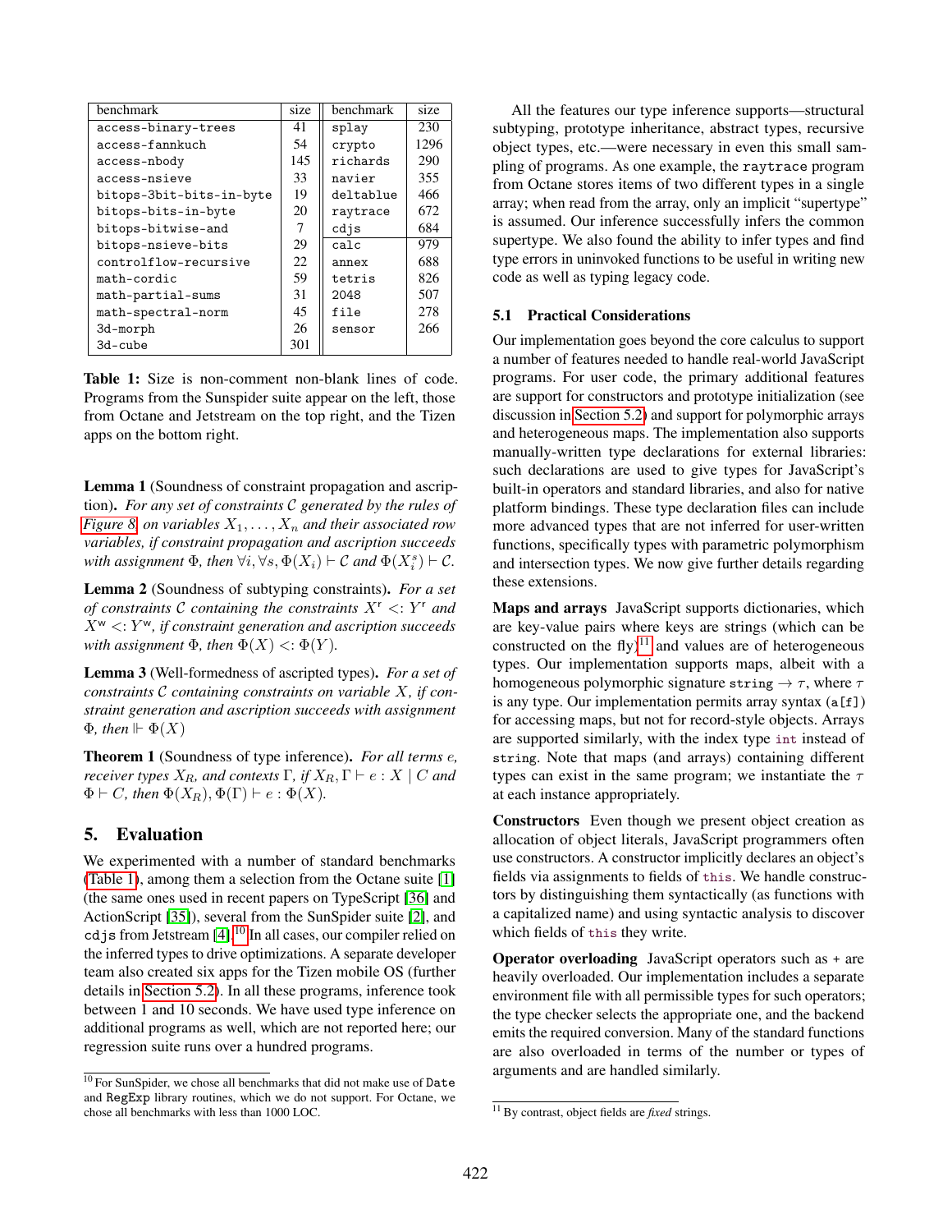| benchmark | size | benchmark | size |
|---|---|---|---|
| access-binary-trees | 41 | splay | 230 |
| access-fannkuch | 54 | crypto | 1296 |
| access-nbody | 145 | richards | 290 |
| access-nsieve | 33 | navier | 355 |
| bitops-3bit-bits-in-byte | 19 | deltablue | 466 |
| bitops-bits-in-byte | 20 | raytrace | 672 |
| bitops-bitwise-and | 7 | cdjs | 684 |
| bitops-nsieve-bits | 29 | calc | 979 |
| controlflow-recursive | 22 | annex | 688 |
| math-cordic | 59 | tetris | 826 |
| math-partial-sums | 31 | 2048 | 507 |
| math-spectral-norm | 45 | file | 278 |
| 3d-morph | 26 | sensor | 266 |
| 3d-cube | 301 | | |

**Table 1:** Size is non-comment non-blank lines of code. Programs from the Sunspider suite appear on the left, those from Octane and Jetstream on the top right, and the Tizen apps on the bottom right.

**Lemma 1** (Soundness of constraint propagation and ascription)**.** *For any set of constraints $\mathcal{C}$ generated by the rules of Figure 8 on variables $X_1, \ldots, X_n$ and their associated row variables, if constraint propagation and ascription succeeds with assignment $\Phi$, then $\forall i, \forall s, \Phi(X_i) \vdash \mathcal{C}$ and $\Phi(X_i^s) \vdash \mathcal{C}$.*

**Lemma 2** (Soundness of subtyping constraints)**.** *For a set of constraints $\mathcal{C}$ containing the constraints $X^{\mathsf{r}} <: Y^{\mathsf{r}}$ and $X^{\mathsf{w}} <: Y^{\mathsf{w}}$, if constraint generation and ascription succeeds with assignment $\Phi$, then $\Phi(X) <: \Phi(Y)$.*

**Lemma 3** (Well-formedness of ascripted types)**.** *For a set of constraints $\mathcal{C}$ containing constraints on variable $X$, if constraint generation and ascription succeeds with assignment $\Phi$, then $\Vdash \Phi(X)$*

**Theorem 1** (Soundness of type inference)**.** *For all terms $e$, receiver types $X_R$, and contexts $\Gamma$, if $X_R, \Gamma \vdash e : X \mid C$ and $\Phi \vdash C$, then $\Phi(X_R), \Phi(\Gamma) \vdash e : \Phi(X)$.*

## 5. Evaluation

We experimented with a number of standard benchmarks (Table 1), among them a selection from the Octane suite [1] (the same ones used in recent papers on TypeScript [36] and ActionScript [35]), several from the SunSpider suite [2], and `cdjs` from Jetstream [4].[10] In all cases, our compiler relied on the inferred types to drive optimizations. A separate developer team also created six apps for the Tizen mobile OS (further details in Section 5.2). In all these programs, inference took between 1 and 10 seconds. We have used type inference on additional programs as well, which are not reported here; our regression suite runs over a hundred programs.

[10] For SunSpider, we chose all benchmarks that did not make use of `Date` and `RegExp` library routines, which we do not support. For Octane, we chose all benchmarks with less than 1000 LOC.

All the features our type inference supports—structural subtyping, prototype inheritance, abstract types, recursive object types, etc.—were necessary in even this small sampling of programs. As one example, the `raytrace` program from Octane stores items of two different types in a single array; when read from the array, only an implicit "supertype" is assumed. Our inference successfully infers the common supertype. We also found the ability to infer types and find type errors in uninvoked functions to be useful in writing new code as well as typing legacy code.

### 5.1 Practical Considerations

Our implementation goes beyond the core calculus to support a number of features needed to handle real-world JavaScript programs. For user code, the primary additional features are support for constructors and prototype initialization (see discussion in Section 5.2) and support for polymorphic arrays and heterogeneous maps. The implementation also supports manually-written type declarations for external libraries: such declarations are used to give types for JavaScript's built-in operators and standard libraries, and also for native platform bindings. These type declaration files can include more advanced types that are not inferred for user-written functions, specifically types with parametric polymorphism and intersection types. We now give further details regarding these extensions.

**Maps and arrays** JavaScript supports dictionaries, which are key-value pairs where keys are strings (which can be constructed on the fly)[11] and values are of heterogeneous types. Our implementation supports maps, albeit with a homogeneous polymorphic signature $\mathtt{string} \rightarrow \tau$, where $\tau$ is any type. Our implementation permits array syntax (`a[f]`) for accessing maps, but not for record-style objects. Arrays are supported similarly, with the index type `int` instead of `string`. Note that maps (and arrays) containing different types can exist in the same program; we instantiate the $\tau$ at each instance appropriately.

**Constructors** Even though we present object creation as allocation of object literals, JavaScript programmers often use constructors. A constructor implicitly declares an object's fields via assignments to fields of `this`. We handle constructors by distinguishing them syntactically (as functions with a capitalized name) and using syntactic analysis to discover which fields of `this` they write.

**Operator overloading** JavaScript operators such as `+` are heavily overloaded. Our implementation includes a separate environment file with all permissible types for such operators; the type checker selects the appropriate one, and the backend emits the required conversion. Many of the standard functions are also overloaded in terms of the number or types of arguments and are handled similarly.

[11] By contrast, object fields are *fixed* strings.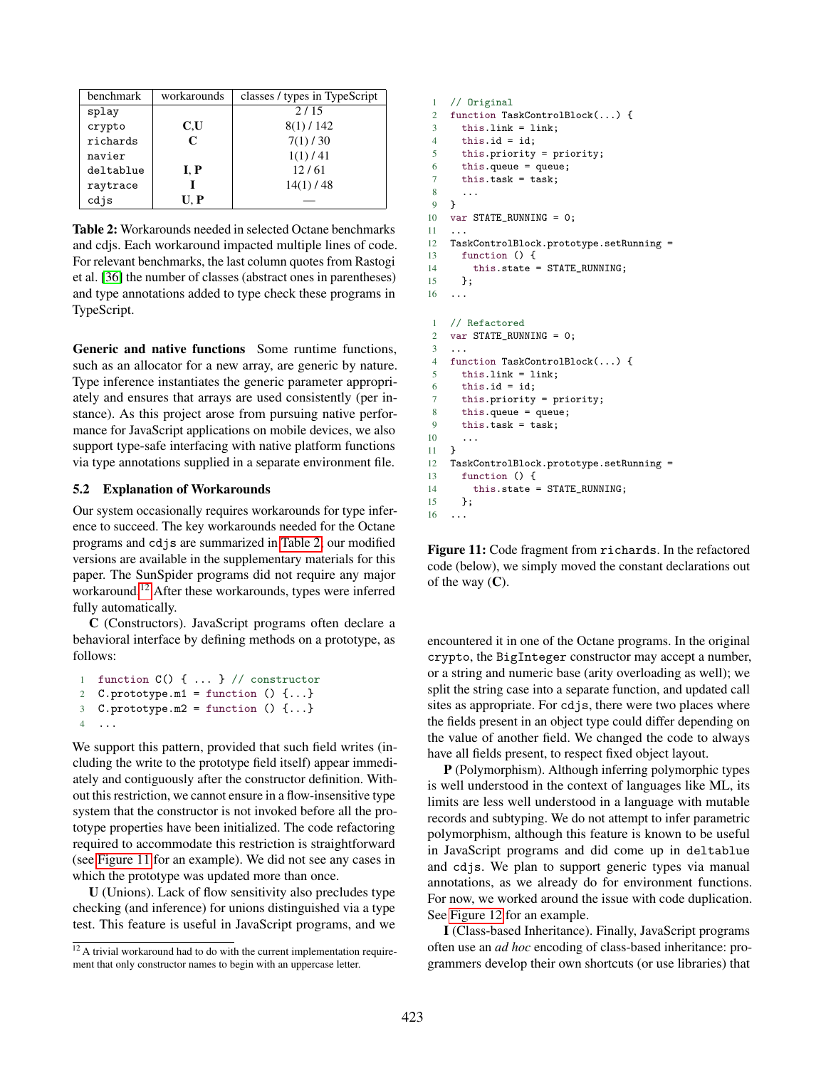| benchmark | workarounds | classes / types in TypeScript |
|---|---|---|
| `splay` | | 2 / 15 |
| `crypto` | **C**,**U** | 8(1) / 142 |
| `richards` | **C** | 7(1) / 30 |
| `navier` | | 1(1) / 41 |
| `deltablue` | **I**, **P** | 12 / 61 |
| `raytrace` | **I** | 14(1) / 48 |
| `cdjs` | **U**, **P** | — |

**Table 2:** Workarounds needed in selected Octane benchmarks and cdjs. Each workaround impacted multiple lines of code. For relevant benchmarks, the last column quotes from Rastogi et al. [36] the number of classes (abstract ones in parentheses) and type annotations added to type check these programs in TypeScript.

**Generic and native functions** Some runtime functions, such as an allocator for a new array, are generic by nature. Type inference instantiates the generic parameter appropriately and ensures that arrays are used consistently (per instance). As this project arose from pursuing native performance for JavaScript applications on mobile devices, we also support type-safe interfacing with native platform functions via type annotations supplied in a separate environment file.

### 5.2 Explanation of Workarounds

Our system occasionally requires workarounds for type inference to succeed. The key workarounds needed for the Octane programs and `cdjs` are summarized in Table 2; our modified versions are available in the supplementary materials for this paper. The SunSpider programs did not require any major workaround.[12] After these workarounds, types were inferred fully automatically.

**C** (Constructors). JavaScript programs often declare a behavioral interface by defining methods on a prototype, as follows:

```
1  function C() { ... } // constructor
2  C.prototype.m1 = function () {...}
3  C.prototype.m2 = function () {...}
4  ...
```

We support this pattern, provided that such field writes (including the write to the prototype field itself) appear immediately and contiguously after the constructor definition. Without this restriction, we cannot ensure in a flow-insensitive type system that the constructor is not invoked before all the prototype properties have been initialized. The code refactoring required to accommodate this restriction is straightforward (see Figure 11 for an example). We did not see any cases in which the prototype was updated more than once.

**U** (Unions). Lack of flow sensitivity also precludes type checking (and inference) for unions distinguished via a type test. This feature is useful in JavaScript programs, and we encountered it in one of the Octane programs. In the original `crypto`, the `BigInteger` constructor may accept a number, or a string and numeric base (arity overloading as well); we split the string case into a separate function, and updated call sites as appropriate. For `cdjs`, there were two places where the fields present in an object type could differ depending on the value of another field. We changed the code to always have all fields present, to respect fixed object layout.

**P** (Polymorphism). Although inferring polymorphic types is well understood in the context of languages like ML, its limits are less well understood in a language with mutable records and subtyping. We do not attempt to infer parametric polymorphism, although this feature is known to be useful in JavaScript programs and did come up in `deltablue` and `cdjs`. We plan to support generic types via manual annotations, as we already do for environment functions. For now, we worked around the issue with code duplication. See Figure 12 for an example.

**I** (Class-based Inheritance). Finally, JavaScript programs often use an *ad hoc* encoding of class-based inheritance: programmers develop their own shortcuts (or use libraries) that

[12] A trivial workaround had to do with the current implementation requirement that only constructor names to begin with an uppercase letter.

```
1  // Original
2  function TaskControlBlock(...) {
3    this.link = link;
4    this.id = id;
5    this.priority = priority;
6    this.queue = queue;
7    this.task = task;
8    ...
9  }
10 var STATE_RUNNING = 0;
11 ...
12 TaskControlBlock.prototype.setRunning =
13   function () {
14     this.state = STATE_RUNNING;
15   };
16 ...
```

```
1  // Refactored
2  var STATE_RUNNING = 0;
3  ...
4  function TaskControlBlock(...) {
5    this.link = link;
6    this.id = id;
7    this.priority = priority;
8    this.queue = queue;
9    this.task = task;
10   ...
11 }
12 TaskControlBlock.prototype.setRunning =
13   function () {
14     this.state = STATE_RUNNING;
15   };
16 ...
```

**Figure 11:** Code fragment from `richards`. In the refactored code (below), we simply moved the constant declarations out of the way (**C**).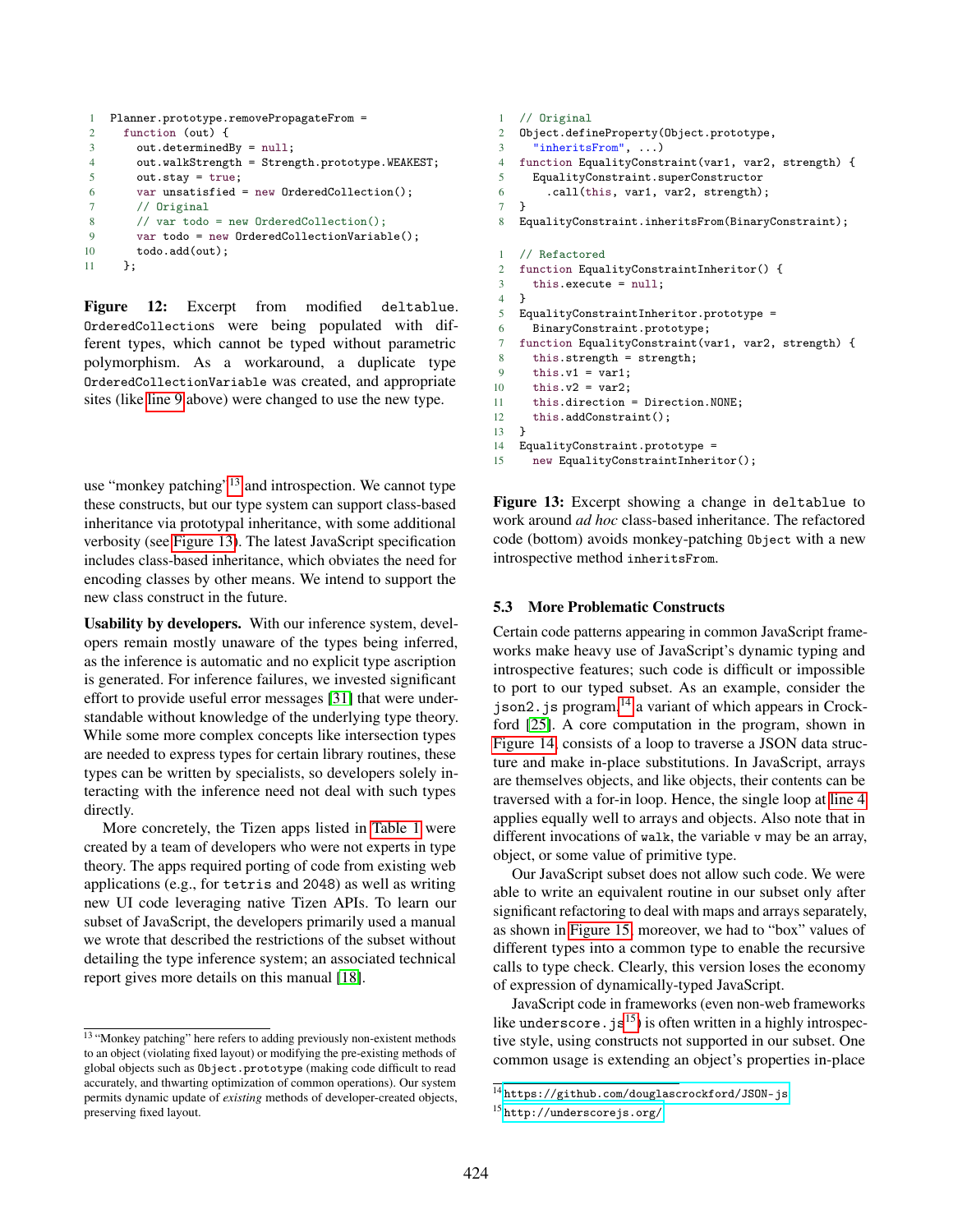```
1   Planner.prototype.removePropagateFrom =
2     function (out) {
3       out.determinedBy = null;
4       out.walkStrength = Strength.prototype.WEAKEST;
5       out.stay = true;
6       var unsatisfied = new OrderedCollection();
7       // Original
8       // var todo = new OrderedCollection();
9       var todo = new OrderedCollectionVariable();
10      todo.add(out);
11    };
```

**Figure 12:** Excerpt from modified `deltablue`. `OrderedCollection`s were being populated with different types, which cannot be typed without parametric polymorphism. As a workaround, a duplicate type `OrderedCollectionVariable` was created, and appropriate sites (like line 9 above) were changed to use the new type.

use "monkey patching"[13] and introspection. We cannot type these constructs, but our type system can support class-based inheritance via prototypal inheritance, with some additional verbosity (see Figure 13). The latest JavaScript specification includes class-based inheritance, which obviates the need for encoding classes by other means. We intend to support the new class construct in the future.

**Usability by developers.** With our inference system, developers remain mostly unaware of the types being inferred, as the inference is automatic and no explicit type ascription is generated. For inference failures, we invested significant effort to provide useful error messages [31] that were understandable without knowledge of the underlying type theory. While some more complex concepts like intersection types are needed to express types for certain library routines, these types can be written by specialists, so developers solely interacting with the inference need not deal with such types directly.

More concretely, the Tizen apps listed in Table 1 were created by a team of developers who were not experts in type theory. The apps required porting of code from existing web applications (e.g., for `tetris` and `2048`) as well as writing new UI code leveraging native Tizen APIs. To learn our subset of JavaScript, the developers primarily used a manual we wrote that described the restrictions of the subset without detailing the type inference system; an associated technical report gives more details on this manual [18].

[13] "Monkey patching" here refers to adding previously non-existent methods to an object (violating fixed layout) or modifying the pre-existing methods of global objects such as `Object.prototype` (making code difficult to read accurately, and thwarting optimization of common operations). Our system permits dynamic update of *existing* methods of developer-created objects, preserving fixed layout.

```
1   // Original
2   Object.defineProperty(Object.prototype,
3     "inheritsFrom", ...)
4   function EqualityConstraint(var1, var2, strength) {
5     EqualityConstraint.superConstructor
6       .call(this, var1, var2, strength);
7   }
8   EqualityConstraint.inheritsFrom(BinaryConstraint);
```

```
1   // Refactored
2   function EqualityConstraintInheritor() {
3     this.execute = null;
4   }
5   EqualityConstraintInheritor.prototype =
6     BinaryConstraint.prototype;
7   function EqualityConstraint(var1, var2, strength) {
8     this.strength = strength;
9     this.v1 = var1;
10    this.v2 = var2;
11    this.direction = Direction.NONE;
12    this.addConstraint();
13  }
14  EqualityConstraint.prototype =
15    new EqualityConstraintInheritor();
```

**Figure 13:** Excerpt showing a change in `deltablue` to work around *ad hoc* class-based inheritance. The refactored code (bottom) avoids monkey-patching `Object` with a new introspective method `inheritsFrom`.

### 5.3 More Problematic Constructs

Certain code patterns appearing in common JavaScript frameworks make heavy use of JavaScript's dynamic typing and introspective features; such code is difficult or impossible to port to our typed subset. As an example, consider the `json2.js` program,[14] a variant of which appears in Crockford [25]. A core computation in the program, shown in Figure 14, consists of a loop to traverse a JSON data structure and make in-place substitutions. In JavaScript, arrays are themselves objects, and like objects, their contents can be traversed with a for-in loop. Hence, the single loop at line 4 applies equally well to arrays and objects. Also note that in different invocations of `walk`, the variable `v` may be an array, object, or some value of primitive type.

Our JavaScript subset does not allow such code. We were able to write an equivalent routine in our subset only after significant refactoring to deal with maps and arrays separately, as shown in Figure 15; moreover, we had to "box" values of different types into a common type to enable the recursive calls to type check. Clearly, this version loses the economy of expression of dynamically-typed JavaScript.

JavaScript code in frameworks (even non-web frameworks like `underscore.js`[15]) is often written in a highly introspective style, using constructs not supported in our subset. One common usage is extending an object's properties in-place

[14] https://github.com/douglascrockford/JSON-js

[15] http://underscorejs.org/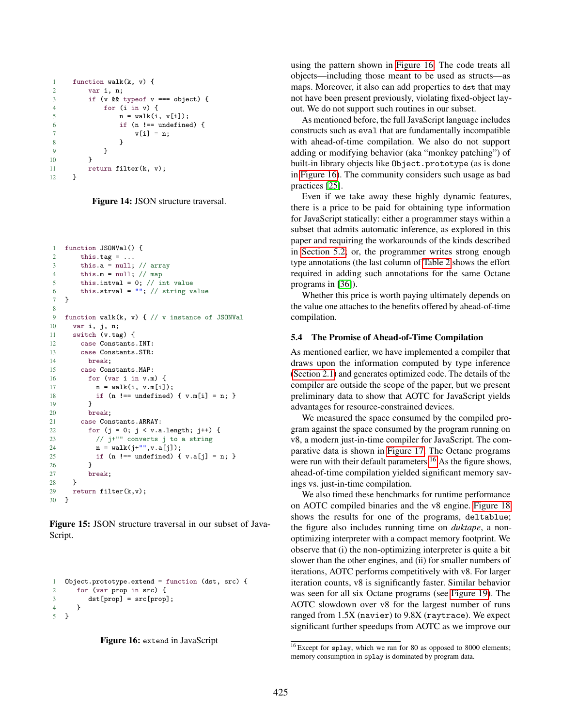```
function walk(k, v) {
    var i, n;
    if (v && typeof v === object) {
        for (i in v) {
            n = walk(i, v[i]);
            if (n !== undefined) {
                v[i] = n;
            }
        }
    }
    return filter(k, v);
}
```

**Figure 14:** JSON structure traversal.

```
function JSONVal() {
    this.tag = ...
    this.a = null; // array
    this.m = null; // map
    this.intval = 0; // int value
    this.strval = ""; // string value
}

function walk(k, v) { // v instance of JSONVal
  var i, j, n;
  switch (v.tag) {
    case Constants.INT:
    case Constants.STR:
      break;
    case Constants.MAP:
      for (var i in v.m) {
        n = walk(i, v.m[i]);
        if (n !== undefined) { v.m[i] = n; }
      }
      break;
    case Constants.ARRAY:
      for (j = 0; j < v.a.length; j++) {
        // j+"" converts j to a string
        n = walk(j+"",v.a[j]);
        if (n !== undefined) { v.a[j] = n; }
      }
      break;
  }
  return filter(k,v);
}
```

**Figure 15:** JSON structure traversal in our subset of JavaScript.

```
Object.prototype.extend = function (dst, src) {
   for (var prop in src) {
      dst[prop] = src[prop];
   }
}
```

**Figure 16:** `extend` in JavaScript

using the pattern shown in Figure 16. The code treats all objects—including those meant to be used as structs—as maps. Moreover, it also can add properties to `dst` that may not have been present previously, violating fixed-object layout. We do not support such routines in our subset.

As mentioned before, the full JavaScript language includes constructs such as `eval` that are fundamentally incompatible with ahead-of-time compilation. We also do not support adding or modifying behavior (aka "monkey patching") of built-in library objects like `Object.prototype` (as is done in Figure 16). The community considers such usage as bad practices [25].

Even if we take away these highly dynamic features, there is a price to be paid for obtaining type information for JavaScript statically: either a programmer stays within a subset that admits automatic inference, as explored in this paper and requiring the workarounds of the kinds described in Section 5.2, or, the programmer writes strong enough type annotations (the last column of Table 2 shows the effort required in adding such annotations for the same Octane programs in [36]).

Whether this price is worth paying ultimately depends on the value one attaches to the benefits offered by ahead-of-time compilation.

### 5.4 The Promise of Ahead-of-Time Compilation

As mentioned earlier, we have implemented a compiler that draws upon the information computed by type inference (Section 2.1) and generates optimized code. The details of the compiler are outside the scope of the paper, but we present preliminary data to show that AOTC for JavaScript yields advantages for resource-constrained devices.

We measured the space consumed by the compiled program against the space consumed by the program running on v8, a modern just-in-time compiler for JavaScript. The comparative data is shown in Figure 17. The Octane programs were run with their default parameters.[16] As the figure shows, ahead-of-time compilation yielded significant memory savings vs. just-in-time compilation.

We also timed these benchmarks for runtime performance on AOTC compiled binaries and the v8 engine. Figure 18 shows the results for one of the programs, `deltablue`; the figure also includes running time on *duktape*, a non-optimizing interpreter with a compact memory footprint. We observe that (i) the non-optimizing interpreter is quite a bit slower than the other engines, and (ii) for smaller numbers of iterations, AOTC performs competitively with v8. For larger iteration counts, v8 is significantly faster. Similar behavior was seen for all six Octane programs (see Figure 19). The AOTC slowdown over v8 for the largest number of runs ranged from 1.5X (`navier`) to 9.8X (`raytrace`). We expect significant further speedups from AOTC as we improve our

[16] Except for `splay`, which we ran for 80 as opposed to 8000 elements; memory consumption in `splay` is dominated by program data.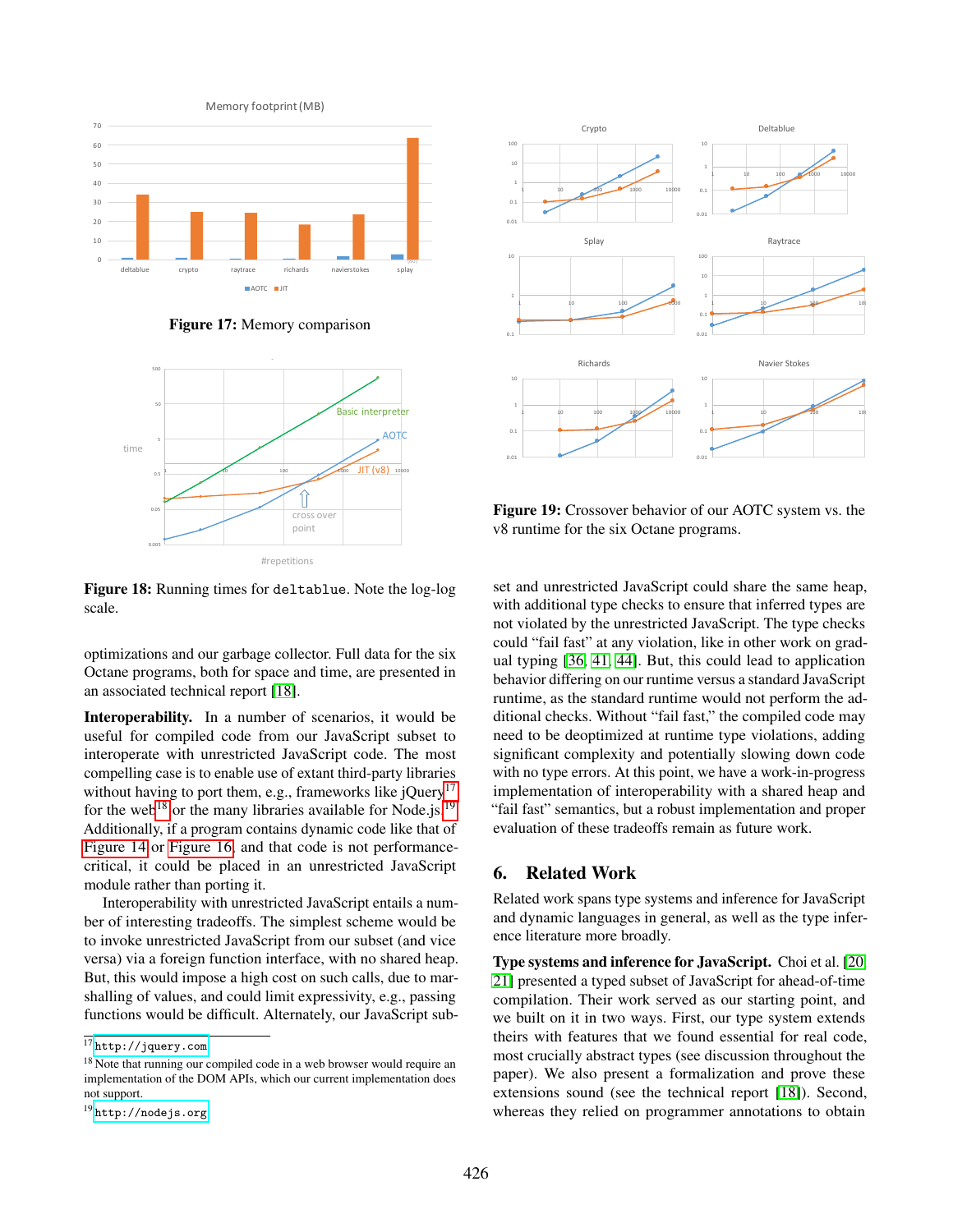**Figure 17:** Memory comparison

**Figure 18:** Running times for `deltablue`. Note the log-log scale.

optimizations and our garbage collector. Full data for the six Octane programs, both for space and time, are presented in an associated technical report [18].

**Interoperability.** In a number of scenarios, it would be useful for compiled code from our JavaScript subset to interoperate with unrestricted JavaScript code. The most compelling case is to enable use of extant third-party libraries without having to port them, e.g., frameworks like jQuery[17] for the web[18] or the many libraries available for Node.js[19]. Additionally, if a program contains dynamic code like that of Figure 14 or Figure 16, and that code is not performance-critical, it could be placed in an unrestricted JavaScript module rather than porting it.

Interoperability with unrestricted JavaScript entails a number of interesting tradeoffs. The simplest scheme would be to invoke unrestricted JavaScript from our subset (and vice versa) via a foreign function interface, with no shared heap. But, this would impose a high cost on such calls, due to marshalling of values, and could limit expressivity, e.g., passing functions would be difficult. Alternately, our JavaScript subset and unrestricted JavaScript could share the same heap, with additional type checks to ensure that inferred types are not violated by the unrestricted JavaScript. The type checks could "fail fast" at any violation, like in other work on gradual typing [36, 41, 44]. But, this could lead to application behavior differing on our runtime versus a standard JavaScript runtime, as the standard runtime would not perform the additional checks. Without "fail fast," the compiled code may need to be deoptimized at runtime type violations, adding significant complexity and potentially slowing down code with no type errors. At this point, we have a work-in-progress implementation of interoperability with a shared heap and "fail fast" semantics, but a robust implementation and proper evaluation of these tradeoffs remain as future work.

[17] `http://jquery.com`

[18] Note that running our compiled code in a web browser would require an implementation of the DOM APIs, which our current implementation does not support.

[19] `http://nodejs.org`

**Figure 19:** Crossover behavior of our AOTC system vs. the v8 runtime for the six Octane programs.

## 6. Related Work

Related work spans type systems and inference for JavaScript and dynamic languages in general, as well as the type inference literature more broadly.

**Type systems and inference for JavaScript.** Choi et al. [20, 21] presented a typed subset of JavaScript for ahead-of-time compilation. Their work served as our starting point, and we built on it in two ways. First, our type system extends theirs with features that we found essential for real code, most crucially abstract types (see discussion throughout the paper). We also present a formalization and prove these extensions sound (see the technical report [18]). Second, whereas they relied on programmer annotations to obtain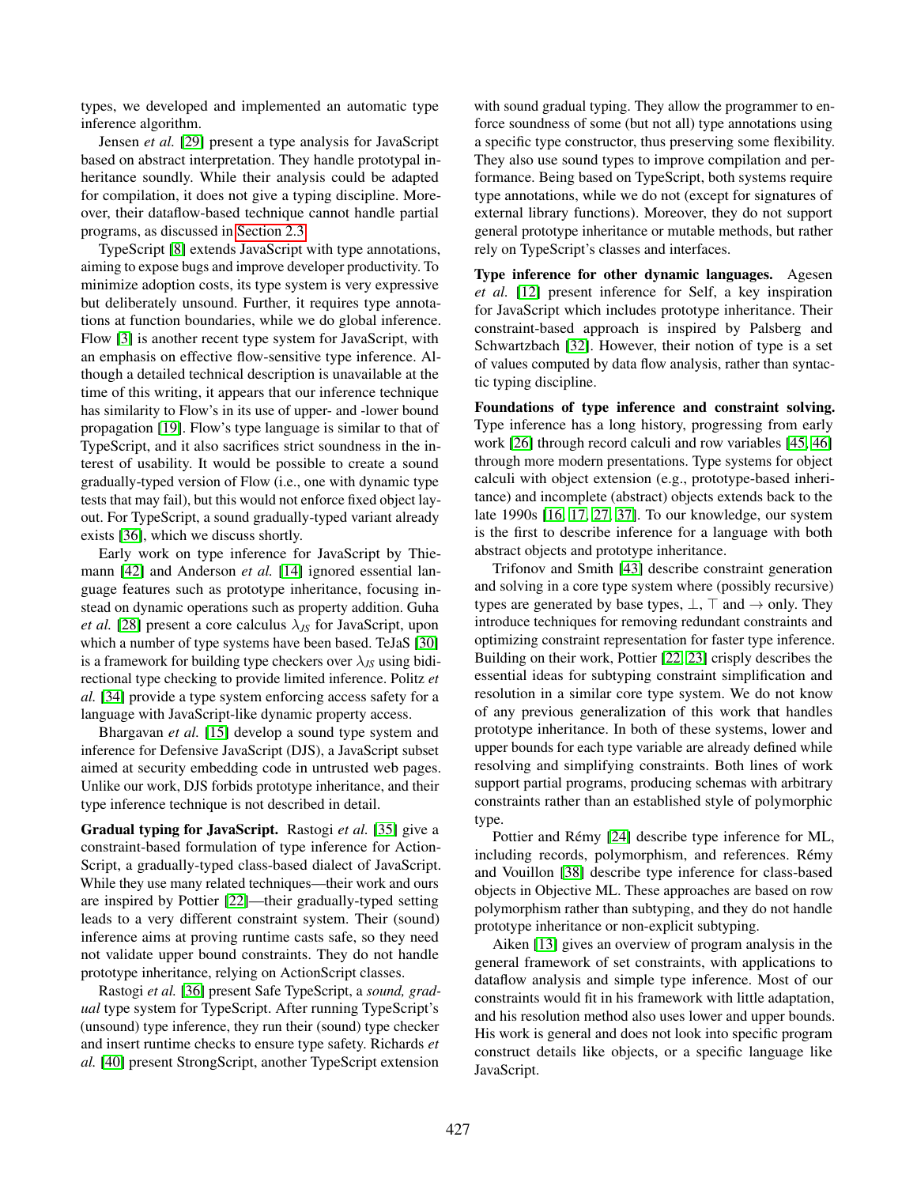types, we developed and implemented an automatic type inference algorithm.

Jensen *et al.* [29] present a type analysis for JavaScript based on abstract interpretation. They handle prototypal inheritance soundly. While their analysis could be adapted for compilation, it does not give a typing discipline. Moreover, their dataflow-based technique cannot handle partial programs, as discussed in Section 2.3.

TypeScript [8] extends JavaScript with type annotations, aiming to expose bugs and improve developer productivity. To minimize adoption costs, its type system is very expressive but deliberately unsound. Further, it requires type annotations at function boundaries, while we do global inference. Flow [3] is another recent type system for JavaScript, with an emphasis on effective flow-sensitive type inference. Although a detailed technical description is unavailable at the time of this writing, it appears that our inference technique has similarity to Flow's in its use of upper- and -lower bound propagation [19]. Flow's type language is similar to that of TypeScript, and it also sacrifices strict soundness in the interest of usability. It would be possible to create a sound gradually-typed version of Flow (i.e., one with dynamic type tests that may fail), but this would not enforce fixed object layout. For TypeScript, a sound gradually-typed variant already exists [36], which we discuss shortly.

Early work on type inference for JavaScript by Thiemann [42] and Anderson *et al.* [14] ignored essential language features such as prototype inheritance, focusing instead on dynamic operations such as property addition. Guha *et al.* [28] present a core calculus $\lambda_{JS}$ for JavaScript, upon which a number of type systems have been based. TeJaS [30] is a framework for building type checkers over $\lambda_{JS}$ using bidirectional type checking to provide limited inference. Politz *et al.* [34] provide a type system enforcing access safety for a language with JavaScript-like dynamic property access.

Bhargavan *et al.* [15] develop a sound type system and inference for Defensive JavaScript (DJS), a JavaScript subset aimed at security embedding code in untrusted web pages. Unlike our work, DJS forbids prototype inheritance, and their type inference technique is not described in detail.

**Gradual typing for JavaScript.** Rastogi *et al.* [35] give a constraint-based formulation of type inference for ActionScript, a gradually-typed class-based dialect of JavaScript. While they use many related techniques—their work and ours are inspired by Pottier [22]—their gradually-typed setting leads to a very different constraint system. Their (sound) inference aims at proving runtime casts safe, so they need not validate upper bound constraints. They do not handle prototype inheritance, relying on ActionScript classes.

Rastogi *et al.* [36] present Safe TypeScript, a *sound, gradual* type system for TypeScript. After running TypeScript's (unsound) type inference, they run their (sound) type checker and insert runtime checks to ensure type safety. Richards *et al.* [40] present StrongScript, another TypeScript extension with sound gradual typing. They allow the programmer to enforce soundness of some (but not all) type annotations using a specific type constructor, thus preserving some flexibility. They also use sound types to improve compilation and performance. Being based on TypeScript, both systems require type annotations, while we do not (except for signatures of external library functions). Moreover, they do not support general prototype inheritance or mutable methods, but rather rely on TypeScript's classes and interfaces.

**Type inference for other dynamic languages.** Agesen *et al.* [12] present inference for Self, a key inspiration for JavaScript which includes prototype inheritance. Their constraint-based approach is inspired by Palsberg and Schwartzbach [32]. However, their notion of type is a set of values computed by data flow analysis, rather than syntactic typing discipline.

**Foundations of type inference and constraint solving.** Type inference has a long history, progressing from early work [26] through record calculi and row variables [45, 46] through more modern presentations. Type systems for object calculi with object extension (e.g., prototype-based inheritance) and incomplete (abstract) objects extends back to the late 1990s [16, 17, 27, 37]. To our knowledge, our system is the first to describe inference for a language with both abstract objects and prototype inheritance.

Trifonov and Smith [43] describe constraint generation and solving in a core type system where (possibly recursive) types are generated by base types, $\bot$, $\top$ and $\rightarrow$ only. They introduce techniques for removing redundant constraints and optimizing constraint representation for faster type inference. Building on their work, Pottier [22, 23] crisply describes the essential ideas for subtyping constraint simplification and resolution in a similar core type system. We do not know of any previous generalization of this work that handles prototype inheritance. In both of these systems, lower and upper bounds for each type variable are already defined while resolving and simplifying constraints. Both lines of work support partial programs, producing schemas with arbitrary constraints rather than an established style of polymorphic type.

Pottier and Rémy [24] describe type inference for ML, including records, polymorphism, and references. Rémy and Vouillon [38] describe type inference for class-based objects in Objective ML. These approaches are based on row polymorphism rather than subtyping, and they do not handle prototype inheritance or non-explicit subtyping.

Aiken [13] gives an overview of program analysis in the general framework of set constraints, with applications to dataflow analysis and simple type inference. Most of our constraints would fit in his framework with little adaptation, and his resolution method also uses lower and upper bounds. His work is general and does not look into specific program construct details like objects, or a specific language like JavaScript.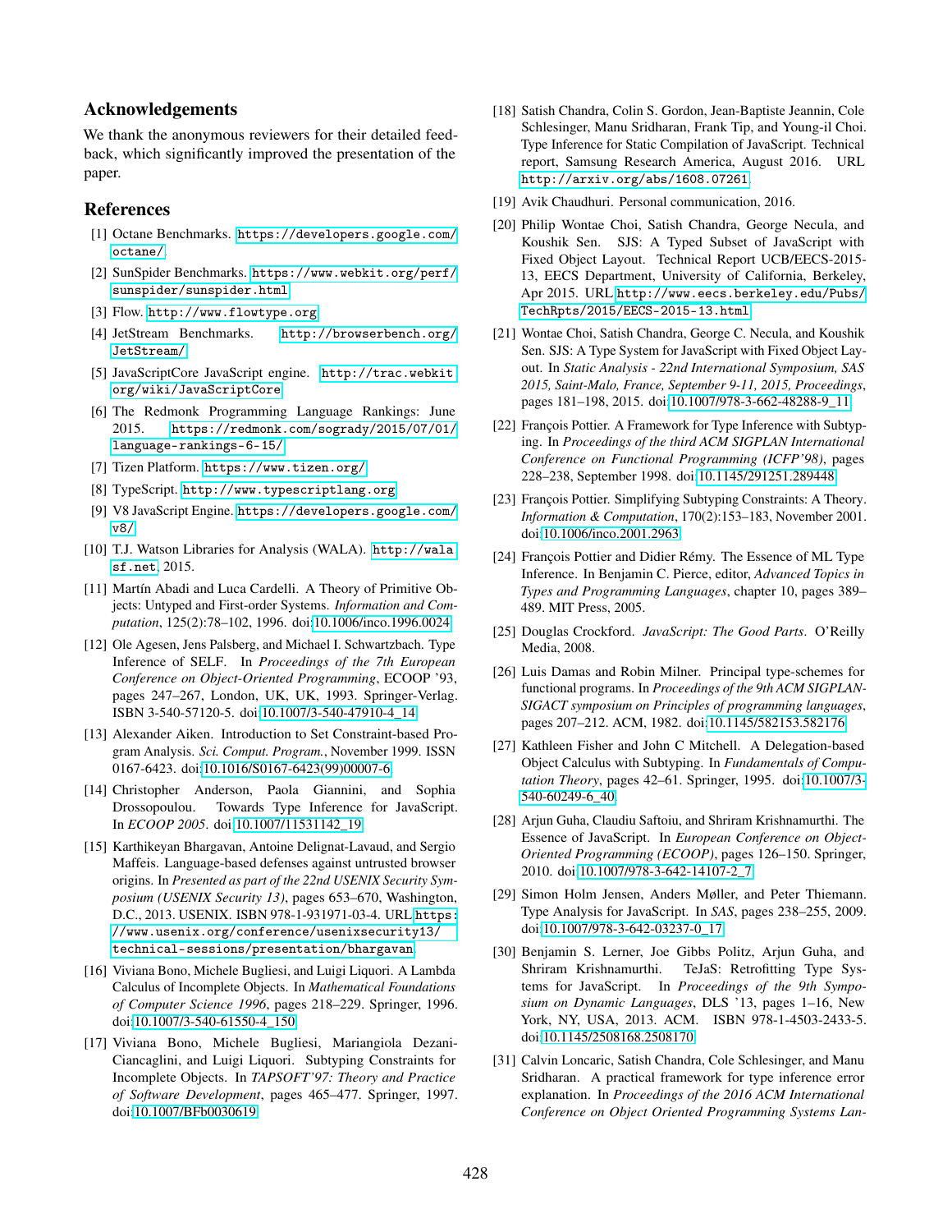## Acknowledgements

We thank the anonymous reviewers for their detailed feedback, which significantly improved the presentation of the paper.

## References

[1] Octane Benchmarks. https://developers.google.com/octane/.

[2] SunSpider Benchmarks. https://www.webkit.org/perf/sunspider/sunspider.html.

[3] Flow. http://www.flowtype.org.

[4] JetStream Benchmarks. http://browserbench.org/JetStream/.

[5] JavaScriptCore JavaScript engine. http://trac.webkit.org/wiki/JavaScriptCore.

[6] The Redmonk Programming Language Rankings: June 2015. https://redmonk.com/sogrady/2015/07/01/language-rankings-6-15/.

[7] Tizen Platform. https://www.tizen.org/.

[8] TypeScript. http://www.typescriptlang.org.

[9] V8 JavaScript Engine. https://developers.google.com/v8/.

[10] T.J. Watson Libraries for Analysis (WALA). http://wala.sf.net, 2015.

[11] Martín Abadi and Luca Cardelli. A Theory of Primitive Objects: Untyped and First-order Systems. *Information and Computation*, 125(2):78–102, 1996. doi:10.1006/inco.1996.0024.

[12] Ole Agesen, Jens Palsberg, and Michael I. Schwartzbach. Type Inference of SELF. In *Proceedings of the 7th European Conference on Object-Oriented Programming*, ECOOP '93, pages 247–267, London, UK, UK, 1993. Springer-Verlag. ISBN 3-540-57120-5. doi:10.1007/3-540-47910-4_14.

[13] Alexander Aiken. Introduction to Set Constraint-based Program Analysis. *Sci. Comput. Program.*, November 1999. ISSN 0167-6423. doi:10.1016/S0167-6423(99)00007-6.

[14] Christopher Anderson, Paola Giannini, and Sophia Drossopoulou. Towards Type Inference for JavaScript. In *ECOOP 2005*. doi:10.1007/11531142_19.

[15] Karthikeyan Bhargavan, Antoine Delignat-Lavaud, and Sergio Maffeis. Language-based defenses against untrusted browser origins. In *Presented as part of the 22nd USENIX Security Symposium (USENIX Security 13)*, pages 653–670, Washington, D.C., 2013. USENIX. ISBN 978-1-931971-03-4. URL https://www.usenix.org/conference/usenixsecurity13/technical-sessions/presentation/bhargavan.

[16] Viviana Bono, Michele Bugliesi, and Luigi Liquori. A Lambda Calculus of Incomplete Objects. In *Mathematical Foundations of Computer Science 1996*, pages 218–229. Springer, 1996. doi:10.1007/3-540-61550-4_150.

[17] Viviana Bono, Michele Bugliesi, Mariangiola Dezani-Ciancaglini, and Luigi Liquori. Subtyping Constraints for Incomplete Objects. In *TAPSOFT'97: Theory and Practice of Software Development*, pages 465–477. Springer, 1997. doi:10.1007/BFb0030619.

[18] Satish Chandra, Colin S. Gordon, Jean-Baptiste Jeannin, Cole Schlesinger, Manu Sridharan, Frank Tip, and Young-il Choi. Type Inference for Static Compilation of JavaScript. Technical report, Samsung Research America, August 2016. URL http://arxiv.org/abs/1608.07261.

[19] Avik Chaudhuri. Personal communication, 2016.

[20] Philip Wontae Choi, Satish Chandra, George Necula, and Koushik Sen. SJS: A Typed Subset of JavaScript with Fixed Object Layout. Technical Report UCB/EECS-2015-13, EECS Department, University of California, Berkeley, Apr 2015. URL http://www.eecs.berkeley.edu/Pubs/TechRpts/2015/EECS-2015-13.html.

[21] Wontae Choi, Satish Chandra, George C. Necula, and Koushik Sen. SJS: A Type System for JavaScript with Fixed Object Layout. In *Static Analysis - 22nd International Symposium, SAS 2015, Saint-Malo, France, September 9-11, 2015, Proceedings*, pages 181–198, 2015. doi:10.1007/978-3-662-48288-9_11.

[22] François Pottier. A Framework for Type Inference with Subtyping. In *Proceedings of the third ACM SIGPLAN International Conference on Functional Programming (ICFP'98)*, pages 228–238, September 1998. doi:10.1145/291251.289448.

[23] François Pottier. Simplifying Subtyping Constraints: A Theory. *Information & Computation*, 170(2):153–183, November 2001. doi:10.1006/inco.2001.2963.

[24] François Pottier and Didier Rémy. The Essence of ML Type Inference. In Benjamin C. Pierce, editor, *Advanced Topics in Types and Programming Languages*, chapter 10, pages 389–489. MIT Press, 2005.

[25] Douglas Crockford. *JavaScript: The Good Parts*. O'Reilly Media, 2008.

[26] Luis Damas and Robin Milner. Principal type-schemes for functional programs. In *Proceedings of the 9th ACM SIGPLAN-SIGACT symposium on Principles of programming languages*, pages 207–212. ACM, 1982. doi:10.1145/582153.582176.

[27] Kathleen Fisher and John C Mitchell. A Delegation-based Object Calculus with Subtyping. In *Fundamentals of Computation Theory*, pages 42–61. Springer, 1995. doi:10.1007/3-540-60249-6_40.

[28] Arjun Guha, Claudiu Saftoiu, and Shriram Krishnamurthi. The Essence of JavaScript. In *European Conference on Object-Oriented Programming (ECOOP)*, pages 126–150. Springer, 2010. doi:10.1007/978-3-642-14107-2_7.

[29] Simon Holm Jensen, Anders Møller, and Peter Thiemann. Type Analysis for JavaScript. In *SAS*, pages 238–255, 2009. doi:10.1007/978-3-642-03237-0_17.

[30] Benjamin S. Lerner, Joe Gibbs Politz, Arjun Guha, and Shriram Krishnamurthi. TeJaS: Retrofitting Type Systems for JavaScript. In *Proceedings of the 9th Symposium on Dynamic Languages*, DLS '13, pages 1–16, New York, NY, USA, 2013. ACM. ISBN 978-1-4503-2433-5. doi:10.1145/2508168.2508170.

[31] Calvin Loncaric, Satish Chandra, Cole Schlesinger, and Manu Sridharan. A practical framework for type inference error explanation. In *Proceedings of the 2016 ACM International Conference on Object Oriented Programming Systems Lan-*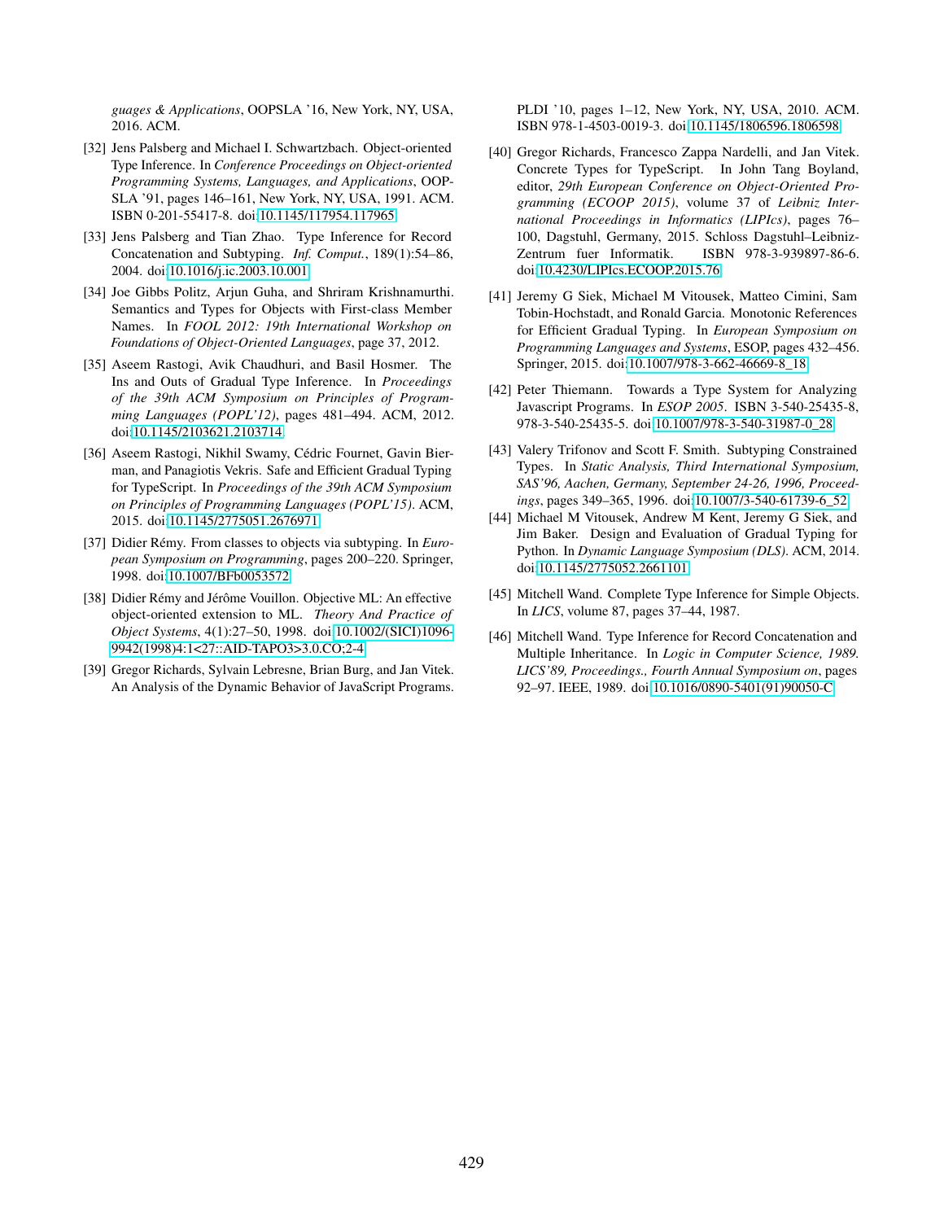*guages & Applications*, OOPSLA '16, New York, NY, USA, 2016. ACM.

[32] Jens Palsberg and Michael I. Schwartzbach. Object-oriented Type Inference. In *Conference Proceedings on Object-oriented Programming Systems, Languages, and Applications*, OOPSLA '91, pages 146–161, New York, NY, USA, 1991. ACM. ISBN 0-201-55417-8. doi:10.1145/117954.117965.

[33] Jens Palsberg and Tian Zhao. Type Inference for Record Concatenation and Subtyping. *Inf. Comput.*, 189(1):54–86, 2004. doi:10.1016/j.ic.2003.10.001.

[34] Joe Gibbs Politz, Arjun Guha, and Shriram Krishnamurthi. Semantics and Types for Objects with First-class Member Names. In *FOOL 2012: 19th International Workshop on Foundations of Object-Oriented Languages*, page 37, 2012.

[35] Aseem Rastogi, Avik Chaudhuri, and Basil Hosmer. The Ins and Outs of Gradual Type Inference. In *Proceedings of the 39th ACM Symposium on Principles of Programming Languages (POPL'12)*, pages 481–494. ACM, 2012. doi:10.1145/2103621.2103714.

[36] Aseem Rastogi, Nikhil Swamy, Cédric Fournet, Gavin Bierman, and Panagiotis Vekris. Safe and Efficient Gradual Typing for TypeScript. In *Proceedings of the 39th ACM Symposium on Principles of Programming Languages (POPL'15)*. ACM, 2015. doi:10.1145/2775051.2676971.

[37] Didier Rémy. From classes to objects via subtyping. In *European Symposium on Programming*, pages 200–220. Springer, 1998. doi:10.1007/BFb0053572.

[38] Didier Rémy and Jérôme Vouillon. Objective ML: An effective object-oriented extension to ML. *Theory And Practice of Object Systems*, 4(1):27–50, 1998. doi:10.1002/(SICI)1096-9942(1998)4:1<27::AID-TAPO3>3.0.CO;2-4.

[39] Gregor Richards, Sylvain Lebresne, Brian Burg, and Jan Vitek. An Analysis of the Dynamic Behavior of JavaScript Programs. PLDI '10, pages 1–12, New York, NY, USA, 2010. ACM. ISBN 978-1-4503-0019-3. doi:10.1145/1806596.1806598.

[40] Gregor Richards, Francesco Zappa Nardelli, and Jan Vitek. Concrete Types for TypeScript. In John Tang Boyland, editor, *29th European Conference on Object-Oriented Programming (ECOOP 2015)*, volume 37 of *Leibniz International Proceedings in Informatics (LIPIcs)*, pages 76–100, Dagstuhl, Germany, 2015. Schloss Dagstuhl–Leibniz-Zentrum fuer Informatik. ISBN 978-3-939897-86-6. doi:10.4230/LIPIcs.ECOOP.2015.76.

[41] Jeremy G Siek, Michael M Vitousek, Matteo Cimini, Sam Tobin-Hochstadt, and Ronald Garcia. Monotonic References for Efficient Gradual Typing. In *European Symposium on Programming Languages and Systems*, ESOP, pages 432–456. Springer, 2015. doi:10.1007/978-3-662-46669-8_18.

[42] Peter Thiemann. Towards a Type System for Analyzing Javascript Programs. In *ESOP 2005*. ISBN 3-540-25435-8, 978-3-540-25435-5. doi:10.1007/978-3-540-31987-0_28.

[43] Valery Trifonov and Scott F. Smith. Subtyping Constrained Types. In *Static Analysis, Third International Symposium, SAS'96, Aachen, Germany, September 24-26, 1996, Proceedings*, pages 349–365, 1996. doi:10.1007/3-540-61739-6_52.

[44] Michael M Vitousek, Andrew M Kent, Jeremy G Siek, and Jim Baker. Design and Evaluation of Gradual Typing for Python. In *Dynamic Language Symposium (DLS)*. ACM, 2014. doi:10.1145/2775052.2661101.

[45] Mitchell Wand. Complete Type Inference for Simple Objects. In *LICS*, volume 87, pages 37–44, 1987.

[46] Mitchell Wand. Type Inference for Record Concatenation and Multiple Inheritance. In *Logic in Computer Science, 1989. LICS'89, Proceedings., Fourth Annual Symposium on*, pages 92–97. IEEE, 1989. doi:10.1016/0890-5401(91)90050-C.